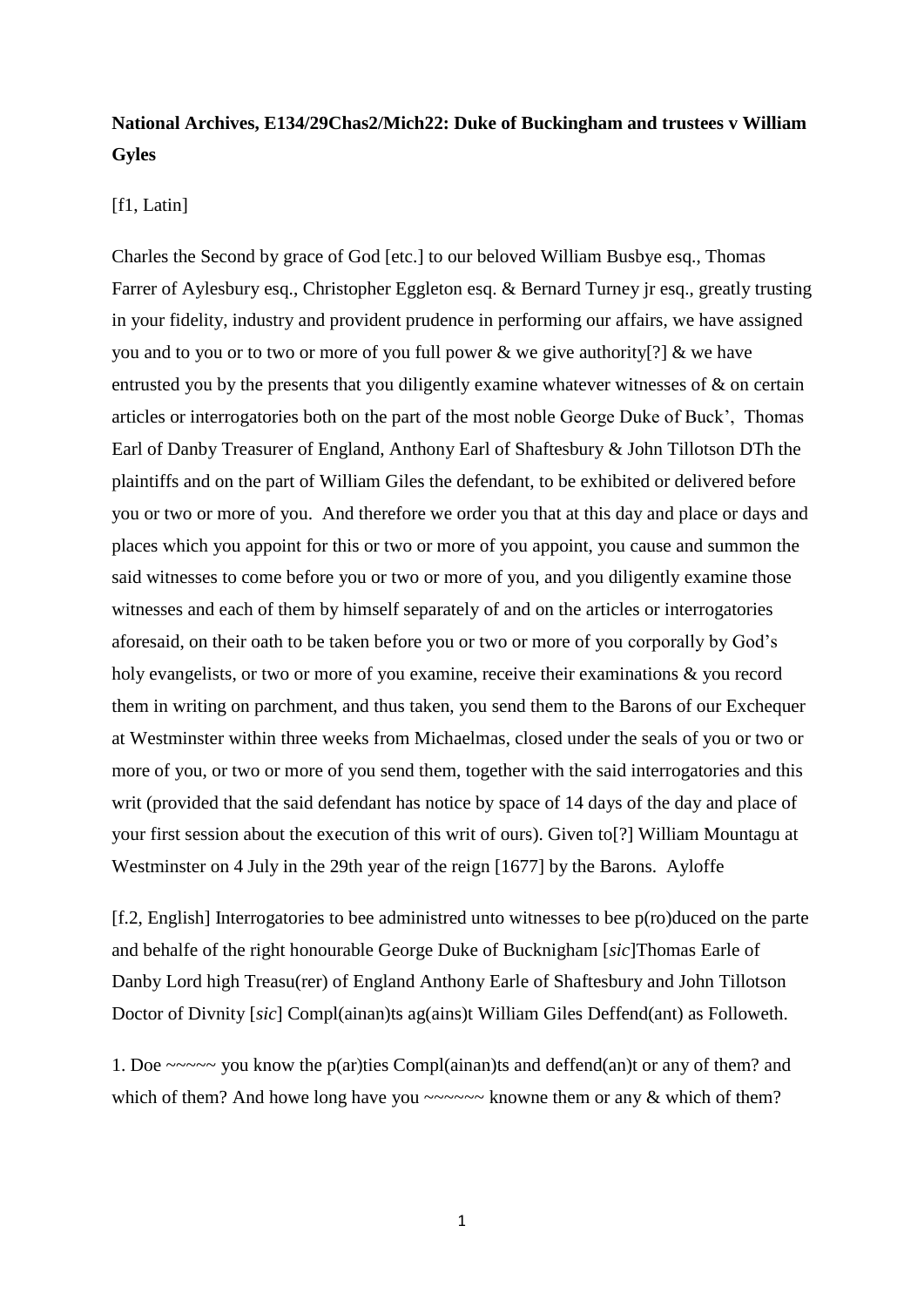**National Archives, E134/29Chas2/Mich22: Duke of Buckingham and trustees v William Gyles**

[f1, Latin]

Charles the Second by grace of God [etc.] to our beloved William Busbye esq., Thomas Farrer of Aylesbury esq., Christopher Eggleton esq. & Bernard Turney jr esq., greatly trusting in your fidelity, industry and provident prudence in performing our affairs, we have assigned you and to you or to two or more of you full power & we give authority[?] & we have entrusted you by the presents that you diligently examine whatever witnesses of & on certain articles or interrogatories both on the part of the most noble George Duke of Buck', Thomas Earl of Danby Treasurer of England, Anthony Earl of Shaftesbury & John Tillotson DTh the plaintiffs and on the part of William Giles the defendant, to be exhibited or delivered before you or two or more of you. And therefore we order you that at this day and place or days and places which you appoint for this or two or more of you appoint, you cause and summon the said witnesses to come before you or two or more of you, and you diligently examine those witnesses and each of them by himself separately of and on the articles or interrogatories aforesaid, on their oath to be taken before you or two or more of you corporally by God's holy evangelists, or two or more of you examine, receive their examinations & you record them in writing on parchment, and thus taken, you send them to the Barons of our Exchequer at Westminster within three weeks from Michaelmas, closed under the seals of you or two or more of you, or two or more of you send them, together with the said interrogatories and this writ (provided that the said defendant has notice by space of 14 days of the day and place of your first session about the execution of this writ of ours). Given to[?] William Mountagu at Westminster on 4 July in the 29th year of the reign [1677] by the Barons. Ayloffe

[f.2, English] Interrogatories to bee administred unto witnesses to bee p(ro)duced on the parte and behalfe of the right honourable George Duke of Bucknigham [*sic*]Thomas Earle of Danby Lord high Treasu(rer) of England Anthony Earle of Shaftesbury and John Tillotson Doctor of Divnity [*sic*] Compl(ainan)ts ag(ains)t William Giles Deffend(ant) as Followeth.

1. Doe ~~~~~ you know the p(ar)ties Compl(ainan)ts and deffend(an)t or any of them? and which of them? And howe long have you ~~~~~~ knowne them or any & which of them?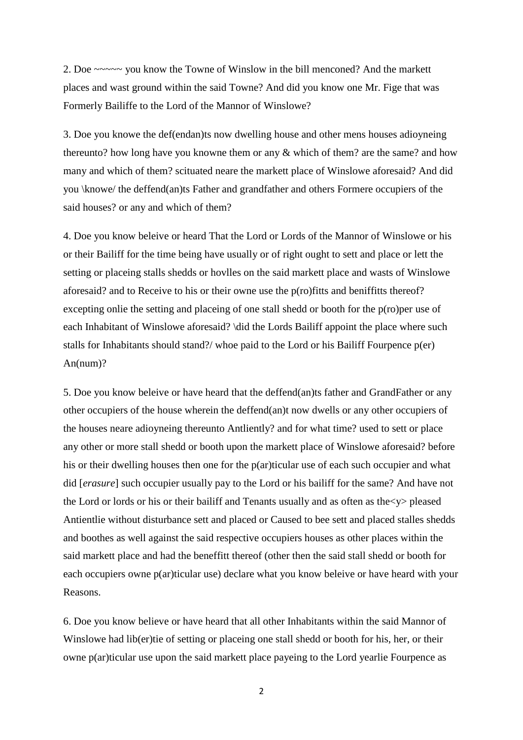2. Doe ~~~~~ you know the Towne of Winslow in the bill menconed? And the markett places and wast ground within the said Towne? And did you know one Mr. Fige that was Formerly Bailiffe to the Lord of the Mannor of Winslowe?

3. Doe you knowe the def(endan)ts now dwelling house and other mens houses adioyneing thereunto? how long have you knowne them or any & which of them? are the same? and how many and which of them? scituated neare the markett place of Winslowe aforesaid? And did you \knowe/ the deffend(an)ts Father and grandfather and others Formere occupiers of the said houses? or any and which of them?

4. Doe you know beleive or heard That the Lord or Lords of the Mannor of Winslowe or his or their Bailiff for the time being have usually or of right ought to sett and place or lett the setting or placeing stalls shedds or hovlles on the said markett place and wasts of Winslowe aforesaid? and to Receive to his or their owne use the p(ro)fitts and beniffitts thereof? excepting onlie the setting and placeing of one stall shedd or booth for the p(ro)per use of each Inhabitant of Winslowe aforesaid? \did the Lords Bailiff appoint the place where such stalls for Inhabitants should stand?/ whoe paid to the Lord or his Bailiff Fourpence p(er) An(num)?

5. Doe you know beleive or have heard that the deffend(an)ts father and GrandFather or any other occupiers of the house wherein the deffend(an)t now dwells or any other occupiers of the houses neare adioyneing thereunto Antliently? and for what time? used to sett or place any other or more stall shedd or booth upon the markett place of Winslowe aforesaid? before his or their dwelling houses then one for the p(ar)ticular use of each such occupier and what did [*erasure*] such occupier usually pay to the Lord or his bailiff for the same? And have not the Lord or lords or his or their bailiff and Tenants usually and as often as the<y> pleased Antientlie without disturbance sett and placed or Caused to bee sett and placed stalles shedds and boothes as well against the said respective occupiers houses as other places within the said markett place and had the beneffitt thereof (other then the said stall shedd or booth for each occupiers owne p(ar)ticular use) declare what you know beleive or have heard with your Reasons.

6. Doe you know believe or have heard that all other Inhabitants within the said Mannor of Winslowe had lib(er)tie of setting or placeing one stall shedd or booth for his, her, or their owne p(ar)ticular use upon the said markett place payeing to the Lord yearlie Fourpence as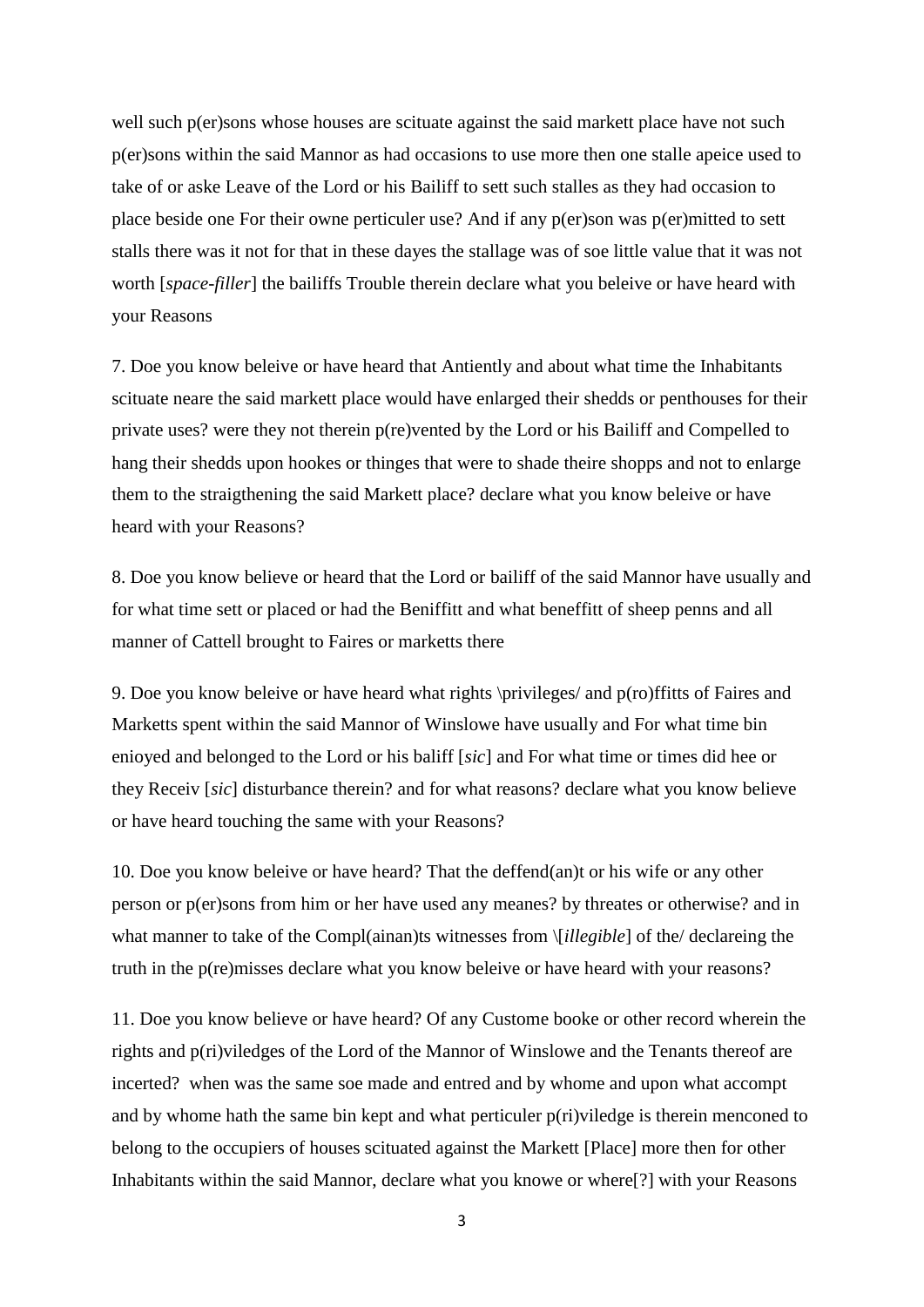well such p(er)sons whose houses are scituate against the said markett place have not such p(er)sons within the said Mannor as had occasions to use more then one stalle apeice used to take of or aske Leave of the Lord or his Bailiff to sett such stalles as they had occasion to place beside one For their owne perticuler use? And if any p(er)son was p(er)mitted to sett stalls there was it not for that in these dayes the stallage was of soe little value that it was not worth [*space-filler*] the bailiffs Trouble therein declare what you beleive or have heard with your Reasons

7. Doe you know beleive or have heard that Antiently and about what time the Inhabitants scituate neare the said markett place would have enlarged their shedds or penthouses for their private uses? were they not therein p(re)vented by the Lord or his Bailiff and Compelled to hang their shedds upon hookes or thinges that were to shade theire shopps and not to enlarge them to the straigthening the said Markett place? declare what you know beleive or have heard with your Reasons?

8. Doe you know believe or heard that the Lord or bailiff of the said Mannor have usually and for what time sett or placed or had the Beniffitt and what beneffitt of sheep penns and all manner of Cattell brought to Faires or marketts there

9. Doe you know beleive or have heard what rights \privileges/ and p(ro)ffitts of Faires and Marketts spent within the said Mannor of Winslowe have usually and For what time bin enioyed and belonged to the Lord or his baliff [*sic*] and For what time or times did hee or they Receiv [*sic*] disturbance therein? and for what reasons? declare what you know believe or have heard touching the same with your Reasons?

10. Doe you know beleive or have heard? That the deffend(an)t or his wife or any other person or p(er)sons from him or her have used any meanes? by threates or otherwise? and in what manner to take of the Compl(ainan)ts witnesses from \[*illegible*] of the/ declareing the truth in the p(re)misses declare what you know beleive or have heard with your reasons?

11. Doe you know believe or have heard? Of any Custome booke or other record wherein the rights and p(ri)viledges of the Lord of the Mannor of Winslowe and the Tenants thereof are incerted? when was the same soe made and entred and by whome and upon what accompt and by whome hath the same bin kept and what perticuler p(ri)viledge is therein menconed to belong to the occupiers of houses scituated against the Markett [Place] more then for other Inhabitants within the said Mannor, declare what you knowe or where[?] with your Reasons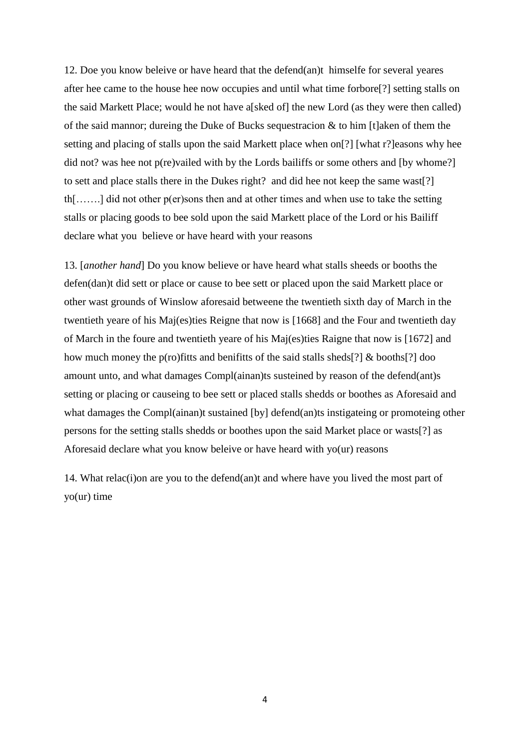12. Doe you know beleive or have heard that the defend(an)t himselfe for several yeares after hee came to the house hee now occupies and until what time forbore[?] setting stalls on the said Markett Place; would he not have a[sked of] the new Lord (as they were then called) of the said mannor; dureing the Duke of Bucks sequestracion & to him [t]aken of them the setting and placing of stalls upon the said Markett place when on[?] [what r?]easons why hee did not? was hee not p(re)vailed with by the Lords bailiffs or some others and [by whome?] to sett and place stalls there in the Dukes right? and did hee not keep the same wast[?] th[…….] did not other p(er)sons then and at other times and when use to take the setting stalls or placing goods to bee sold upon the said Markett place of the Lord or his Bailiff declare what you believe or have heard with your reasons

13. [*another hand*] Do you know believe or have heard what stalls sheeds or booths the defen(dan)t did sett or place or cause to bee sett or placed upon the said Markett place or other wast grounds of Winslow aforesaid betweene the twentieth sixth day of March in the twentieth yeare of his Maj(es)ties Reigne that now is [1668] and the Four and twentieth day of March in the foure and twentieth yeare of his Maj(es)ties Raigne that now is [1672] and how much money the p(ro)fitts and benifitts of the said stalls sheds[?] & booths[?] doo amount unto, and what damages Compl(ainan)ts susteined by reason of the defend(ant)s setting or placing or causeing to bee sett or placed stalls shedds or boothes as Aforesaid and what damages the Compl(ainan)t sustained [by] defend(an)ts instigateing or promoteing other persons for the setting stalls shedds or boothes upon the said Market place or wasts[?] as Aforesaid declare what you know beleive or have heard with yo(ur) reasons

14. What relac(i)on are you to the defend(an)t and where have you lived the most part of yo(ur) time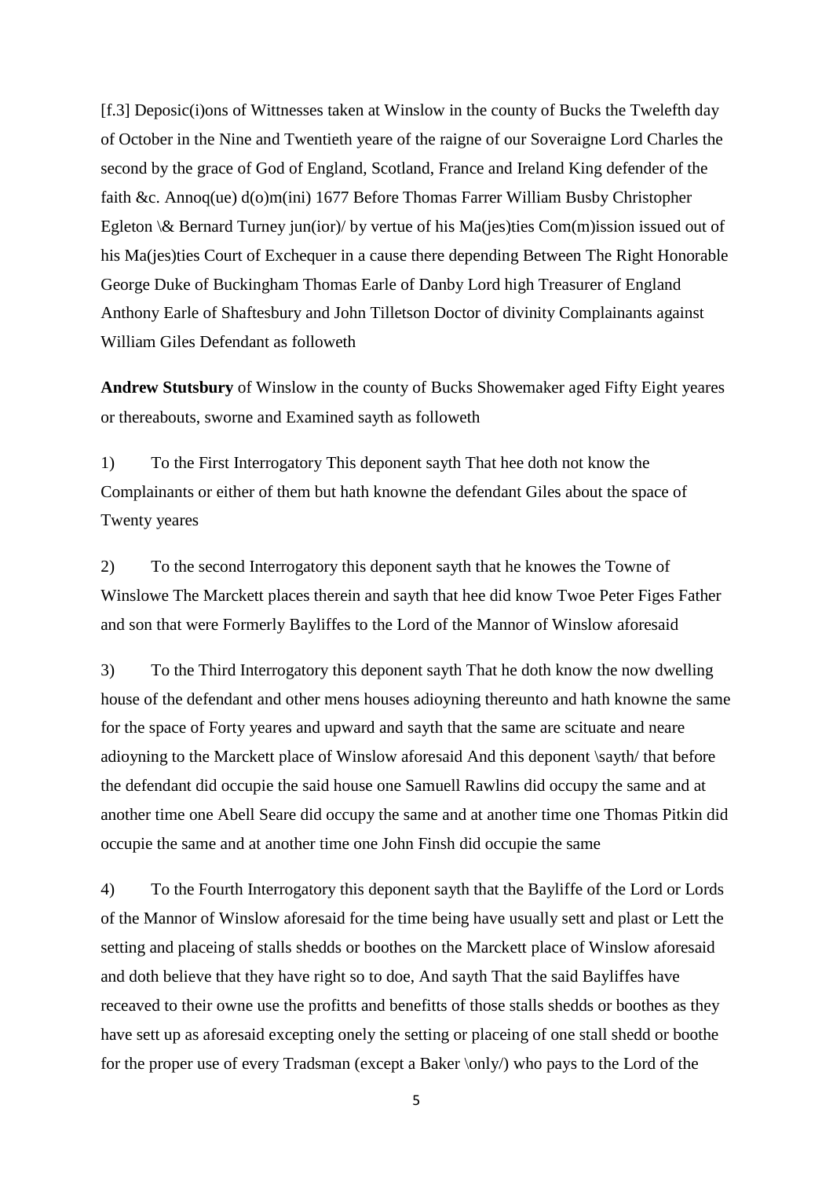[f.3] Deposic(i)ons of Wittnesses taken at Winslow in the county of Bucks the Twelefth day of October in the Nine and Twentieth yeare of the raigne of our Soveraigne Lord Charles the second by the grace of God of England, Scotland, France and Ireland King defender of the faith &c. Annoq(ue) d(o)m(ini) 1677 Before Thomas Farrer William Busby Christopher Egleton \& Bernard Turney jun(ior)/ by vertue of his Ma(jes)ties Com(m)ission issued out of his Ma(jes)ties Court of Exchequer in a cause there depending Between The Right Honorable George Duke of Buckingham Thomas Earle of Danby Lord high Treasurer of England Anthony Earle of Shaftesbury and John Tilletson Doctor of divinity Complainants against William Giles Defendant as followeth

**Andrew Stutsbury** of Winslow in the county of Bucks Showemaker aged Fifty Eight yeares or thereabouts, sworne and Examined sayth as followeth

1) To the First Interrogatory This deponent sayth That hee doth not know the Complainants or either of them but hath knowne the defendant Giles about the space of Twenty yeares

2) To the second Interrogatory this deponent sayth that he knowes the Towne of Winslowe The Marckett places therein and sayth that hee did know Twoe Peter Figes Father and son that were Formerly Bayliffes to the Lord of the Mannor of Winslow aforesaid

3) To the Third Interrogatory this deponent sayth That he doth know the now dwelling house of the defendant and other mens houses adioyning thereunto and hath knowne the same for the space of Forty yeares and upward and sayth that the same are scituate and neare adioyning to the Marckett place of Winslow aforesaid And this deponent \sayth/ that before the defendant did occupie the said house one Samuell Rawlins did occupy the same and at another time one Abell Seare did occupy the same and at another time one Thomas Pitkin did occupie the same and at another time one John Finsh did occupie the same

4) To the Fourth Interrogatory this deponent sayth that the Bayliffe of the Lord or Lords of the Mannor of Winslow aforesaid for the time being have usually sett and plast or Lett the setting and placeing of stalls shedds or boothes on the Marckett place of Winslow aforesaid and doth believe that they have right so to doe, And sayth That the said Bayliffes have receaved to their owne use the profitts and benefitts of those stalls shedds or boothes as they have sett up as aforesaid excepting onely the setting or placeing of one stall shedd or boothe for the proper use of every Tradsman (except a Baker \only/) who pays to the Lord of the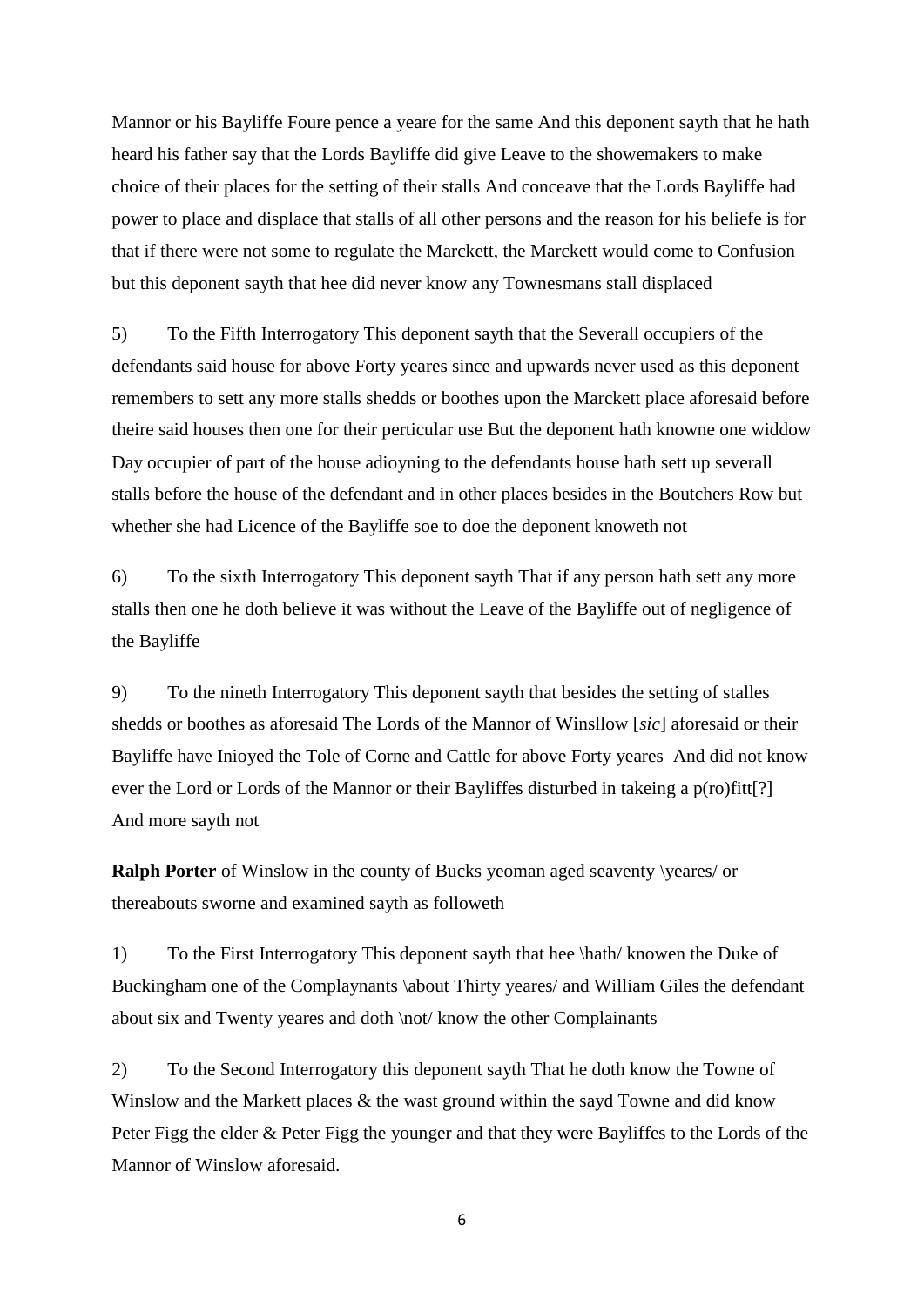Mannor or his Bayliffe Foure pence a yeare for the same And this deponent sayth that he hath heard his father say that the Lords Bayliffe did give Leave to the showemakers to make choice of their places for the setting of their stalls And conceave that the Lords Bayliffe had power to place and displace that stalls of all other persons and the reason for his beliefe is for that if there were not some to regulate the Marckett, the Marckett would come to Confusion but this deponent sayth that hee did never know any Townesmans stall displaced

5) To the Fifth Interrogatory This deponent sayth that the Severall occupiers of the defendants said house for above Forty yeares since and upwards never used as this deponent remembers to sett any more stalls shedds or boothes upon the Marckett place aforesaid before theire said houses then one for their perticular use But the deponent hath knowne one widdow Day occupier of part of the house adioyning to the defendants house hath sett up severall stalls before the house of the defendant and in other places besides in the Boutchers Row but whether she had Licence of the Bayliffe soe to doe the deponent knoweth not

6) To the sixth Interrogatory This deponent sayth That if any person hath sett any more stalls then one he doth believe it was without the Leave of the Bayliffe out of negligence of the Bayliffe

9) To the nineth Interrogatory This deponent sayth that besides the setting of stalles shedds or boothes as aforesaid The Lords of the Mannor of Winsllow [*sic*] aforesaid or their Bayliffe have Inioyed the Tole of Corne and Cattle for above Forty yeares And did not know ever the Lord or Lords of the Mannor or their Bayliffes disturbed in takeing a p(ro)fitt[?] And more sayth not

**Ralph Porter** of Winslow in the county of Bucks yeoman aged seaventy \yeares/ or thereabouts sworne and examined sayth as followeth

1) To the First Interrogatory This deponent sayth that hee \hath/ knowen the Duke of Buckingham one of the Complaynants \about Thirty yeares/ and William Giles the defendant about six and Twenty yeares and doth \not/ know the other Complainants

2) To the Second Interrogatory this deponent sayth That he doth know the Towne of Winslow and the Markett places & the wast ground within the sayd Towne and did know Peter Figg the elder & Peter Figg the younger and that they were Bayliffes to the Lords of the Mannor of Winslow aforesaid.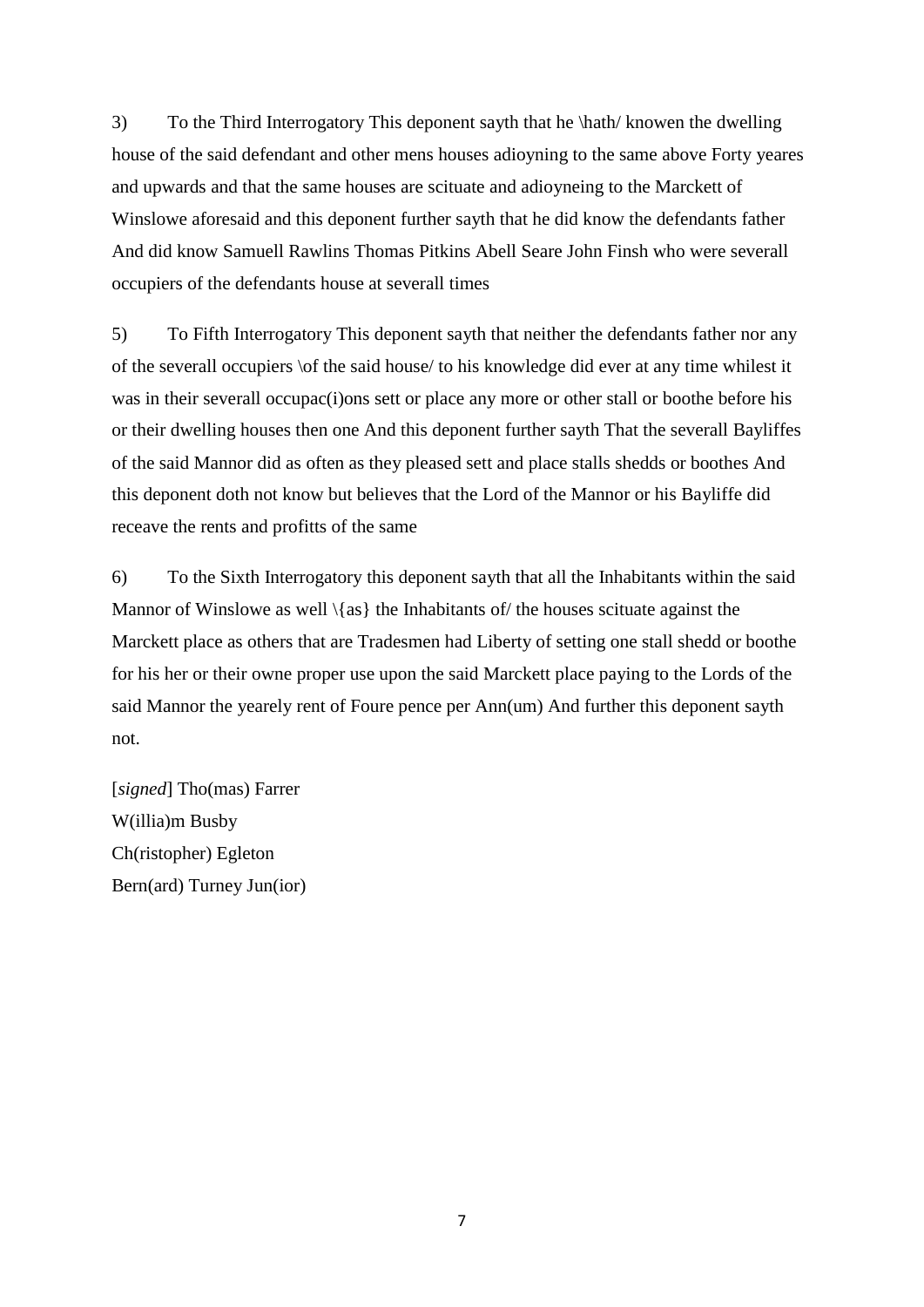3) To the Third Interrogatory This deponent sayth that he \hath/ knowen the dwelling house of the said defendant and other mens houses adioyning to the same above Forty yeares and upwards and that the same houses are scituate and adioyneing to the Marckett of Winslowe aforesaid and this deponent further sayth that he did know the defendants father And did know Samuell Rawlins Thomas Pitkins Abell Seare John Finsh who were severall occupiers of the defendants house at severall times

5) To Fifth Interrogatory This deponent sayth that neither the defendants father nor any of the severall occupiers \of the said house/ to his knowledge did ever at any time whilest it was in their severall occupac(i)ons sett or place any more or other stall or boothe before his or their dwelling houses then one And this deponent further sayth That the severall Bayliffes of the said Mannor did as often as they pleased sett and place stalls shedds or boothes And this deponent doth not know but believes that the Lord of the Mannor or his Bayliffe did receave the rents and profitts of the same

6) To the Sixth Interrogatory this deponent sayth that all the Inhabitants within the said Mannor of Winslowe as well \{as} the Inhabitants of/ the houses scituate against the Marckett place as others that are Tradesmen had Liberty of setting one stall shedd or boothe for his her or their owne proper use upon the said Marckett place paying to the Lords of the said Mannor the yearely rent of Foure pence per Ann(um) And further this deponent sayth not.

[*signed*] Tho(mas) Farrer
W(illia)m Busby
Ch(ristopher) Egleton
Bern(ard) Turney Jun(ior)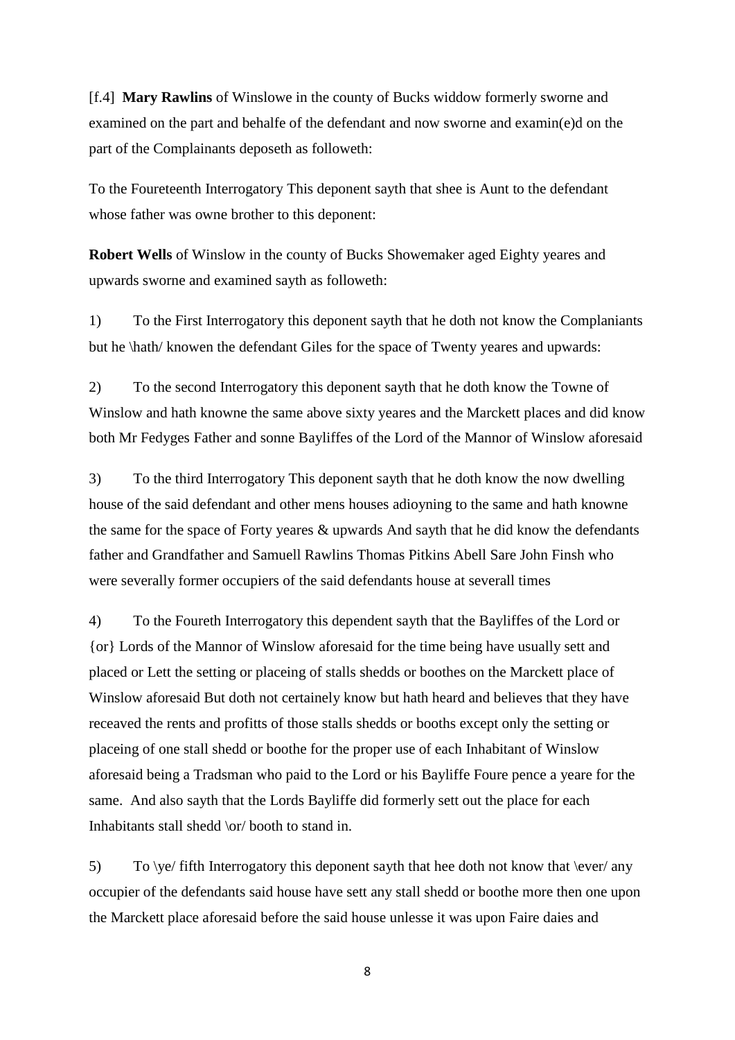[f.4] **Mary Rawlins** of Winslowe in the county of Bucks widdow formerly sworne and examined on the part and behalfe of the defendant and now sworne and examin(e)d on the part of the Complainants deposeth as followeth:

To the Foureteenth Interrogatory This deponent sayth that shee is Aunt to the defendant whose father was owne brother to this deponent:

**Robert Wells** of Winslow in the county of Bucks Showemaker aged Eighty yeares and upwards sworne and examined sayth as followeth:

1) To the First Interrogatory this deponent sayth that he doth not know the Complaniants but he \hath/ knowen the defendant Giles for the space of Twenty yeares and upwards:

2) To the second Interrogatory this deponent sayth that he doth know the Towne of Winslow and hath knowne the same above sixty yeares and the Marckett places and did know both Mr Fedyges Father and sonne Bayliffes of the Lord of the Mannor of Winslow aforesaid

3) To the third Interrogatory This deponent sayth that he doth know the now dwelling house of the said defendant and other mens houses adioyning to the same and hath knowne the same for the space of Forty yeares & upwards And sayth that he did know the defendants father and Grandfather and Samuell Rawlins Thomas Pitkins Abell Sare John Finsh who were severally former occupiers of the said defendants house at severall times

4) To the Foureth Interrogatory this dependent sayth that the Bayliffes of the Lord or {or} Lords of the Mannor of Winslow aforesaid for the time being have usually sett and placed or Lett the setting or placeing of stalls shedds or boothes on the Marckett place of Winslow aforesaid But doth not certainely know but hath heard and believes that they have receaved the rents and profitts of those stalls shedds or booths except only the setting or placeing of one stall shedd or boothe for the proper use of each Inhabitant of Winslow aforesaid being a Tradsman who paid to the Lord or his Bayliffe Foure pence a yeare for the same. And also sayth that the Lords Bayliffe did formerly sett out the place for each Inhabitants stall shedd \or/ booth to stand in.

5) To \ye/ fifth Interrogatory this deponent sayth that hee doth not know that \ever/ any occupier of the defendants said house have sett any stall shedd or boothe more then one upon the Marckett place aforesaid before the said house unlesse it was upon Faire daies and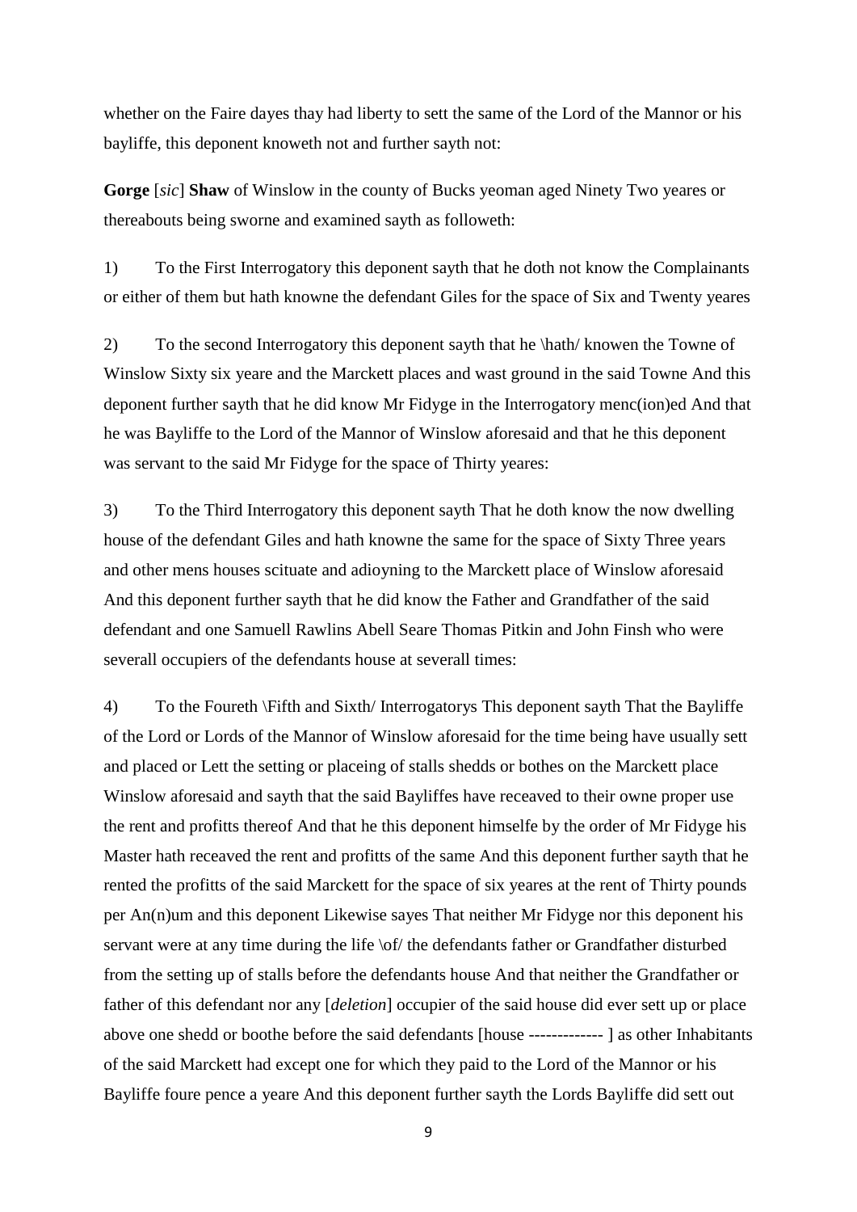whether on the Faire dayes thay had liberty to sett the same of the Lord of the Mannor or his bayliffe, this deponent knoweth not and further sayth not:

**Gorge** [*sic*] **Shaw** of Winslow in the county of Bucks yeoman aged Ninety Two yeares or thereabouts being sworne and examined sayth as followeth:

1) To the First Interrogatory this deponent sayth that he doth not know the Complainants or either of them but hath knowne the defendant Giles for the space of Six and Twenty yeares

2) To the second Interrogatory this deponent sayth that he \hath/ knowen the Towne of Winslow Sixty six yeare and the Marckett places and wast ground in the said Towne And this deponent further sayth that he did know Mr Fidyge in the Interrogatory menc(ion)ed And that he was Bayliffe to the Lord of the Mannor of Winslow aforesaid and that he this deponent was servant to the said Mr Fidyge for the space of Thirty yeares:

3) To the Third Interrogatory this deponent sayth That he doth know the now dwelling house of the defendant Giles and hath knowne the same for the space of Sixty Three years and other mens houses scituate and adioyning to the Marckett place of Winslow aforesaid And this deponent further sayth that he did know the Father and Grandfather of the said defendant and one Samuell Rawlins Abell Seare Thomas Pitkin and John Finsh who were severall occupiers of the defendants house at severall times:

4) To the Foureth \Fifth and Sixth/ Interrogatorys This deponent sayth That the Bayliffe of the Lord or Lords of the Mannor of Winslow aforesaid for the time being have usually sett and placed or Lett the setting or placeing of stalls shedds or bothes on the Marckett place Winslow aforesaid and sayth that the said Bayliffes have receaved to their owne proper use the rent and profitts thereof And that he this deponent himselfe by the order of Mr Fidyge his Master hath receaved the rent and profitts of the same And this deponent further sayth that he rented the profitts of the said Marckett for the space of six yeares at the rent of Thirty pounds per An(n)um and this deponent Likewise sayes That neither Mr Fidyge nor this deponent his servant were at any time during the life \of/ the defendants father or Grandfather disturbed from the setting up of stalls before the defendants house And that neither the Grandfather or father of this defendant nor any [*deletion*] occupier of the said house did ever sett up or place above one shedd or boothe before the said defendants [house ------------- ] as other Inhabitants of the said Marckett had except one for which they paid to the Lord of the Mannor or his Bayliffe foure pence a yeare And this deponent further sayth the Lords Bayliffe did sett out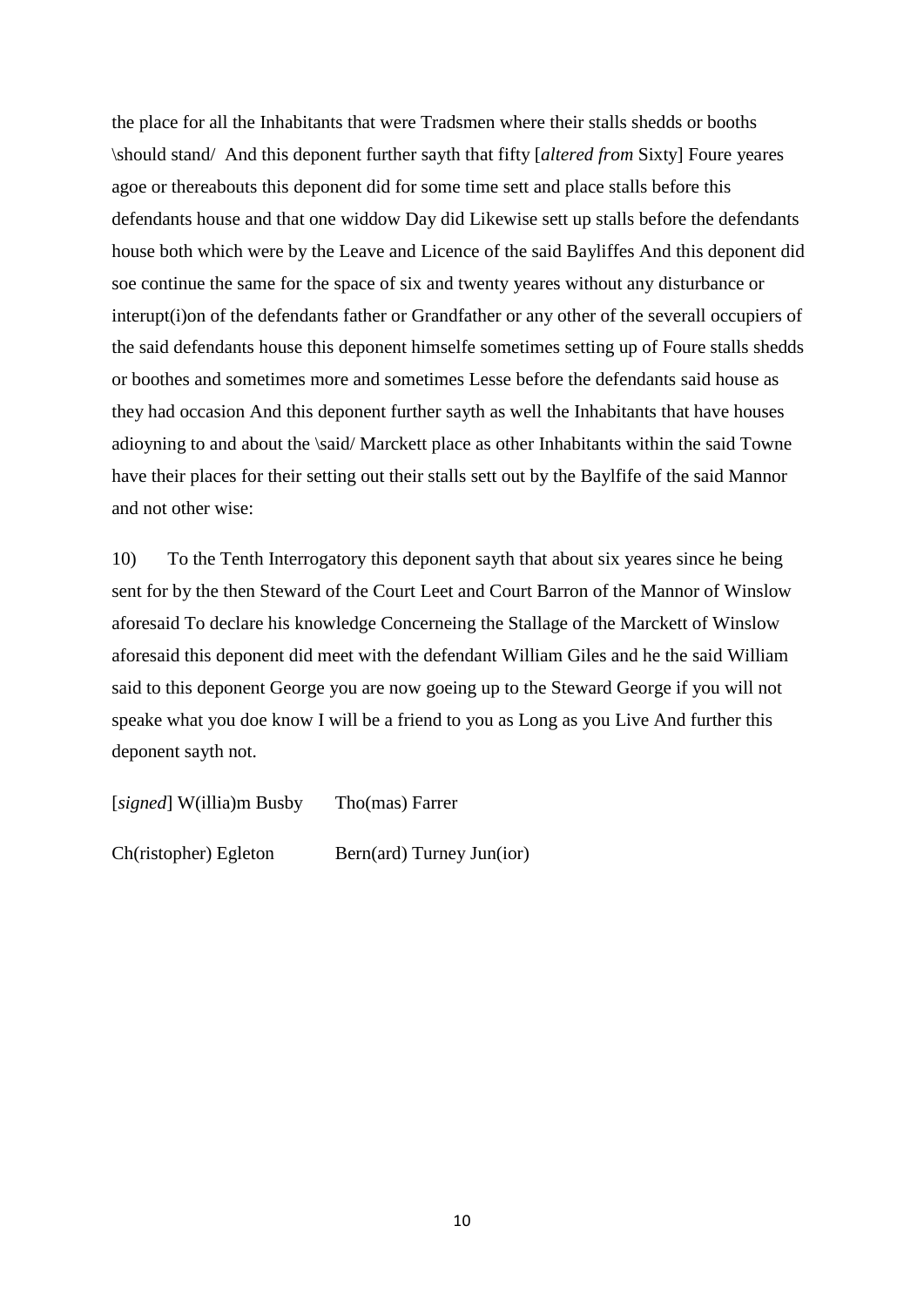the place for all the Inhabitants that were Tradsmen where their stalls shedds or booths \should stand/ And this deponent further sayth that fifty [*altered from* Sixty] Foure yeares agoe or thereabouts this deponent did for some time sett and place stalls before this defendants house and that one widdow Day did Likewise sett up stalls before the defendants house both which were by the Leave and Licence of the said Bayliffes And this deponent did soe continue the same for the space of six and twenty yeares without any disturbance or interupt(i)on of the defendants father or Grandfather or any other of the severall occupiers of the said defendants house this deponent himselfe sometimes setting up of Foure stalls shedds or boothes and sometimes more and sometimes Lesse before the defendants said house as they had occasion And this deponent further sayth as well the Inhabitants that have houses adioyning to and about the \said/ Marckett place as other Inhabitants within the said Towne have their places for their setting out their stalls sett out by the Baylfife of the said Mannor and not other wise:

10) To the Tenth Interrogatory this deponent sayth that about six yeares since he being sent for by the then Steward of the Court Leet and Court Barron of the Mannor of Winslow aforesaid To declare his knowledge Concerneing the Stallage of the Marckett of Winslow aforesaid this deponent did meet with the defendant William Giles and he the said William said to this deponent George you are now goeing up to the Steward George if you will not speake what you doe know I will be a friend to you as Long as you Live And further this deponent sayth not.

[*signed*] W(illia)m Busby Tho(mas) Farrer

Ch(ristopher) Egleton Bern(ard) Turney Jun(ior)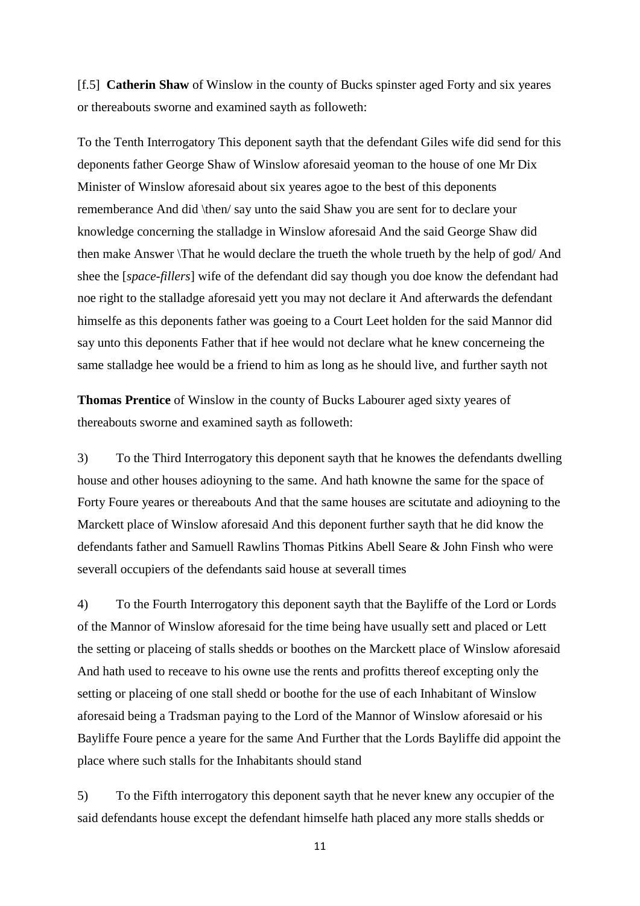[f.5] **Catherin Shaw** of Winslow in the county of Bucks spinster aged Forty and six yeares or thereabouts sworne and examined sayth as followeth:

To the Tenth Interrogatory This deponent sayth that the defendant Giles wife did send for this deponents father George Shaw of Winslow aforesaid yeoman to the house of one Mr Dix Minister of Winslow aforesaid about six yeares agoe to the best of this deponents rememberance And did \then/ say unto the said Shaw you are sent for to declare your knowledge concerning the stalladge in Winslow aforesaid And the said George Shaw did then make Answer \That he would declare the trueth the whole trueth by the help of god/ And shee the [*space-fillers*] wife of the defendant did say though you doe know the defendant had noe right to the stalladge aforesaid yett you may not declare it And afterwards the defendant himselfe as this deponents father was goeing to a Court Leet holden for the said Mannor did say unto this deponents Father that if hee would not declare what he knew concerneing the same stalladge hee would be a friend to him as long as he should live, and further sayth not

**Thomas Prentice** of Winslow in the county of Bucks Labourer aged sixty yeares of thereabouts sworne and examined sayth as followeth:

3) To the Third Interrogatory this deponent sayth that he knowes the defendants dwelling house and other houses adioyning to the same. And hath knowne the same for the space of Forty Foure yeares or thereabouts And that the same houses are scitutate and adioyning to the Marckett place of Winslow aforesaid And this deponent further sayth that he did know the defendants father and Samuell Rawlins Thomas Pitkins Abell Seare & John Finsh who were severall occupiers of the defendants said house at severall times

4) To the Fourth Interrogatory this deponent sayth that the Bayliffe of the Lord or Lords of the Mannor of Winslow aforesaid for the time being have usually sett and placed or Lett the setting or placeing of stalls shedds or boothes on the Marckett place of Winslow aforesaid And hath used to receave to his owne use the rents and profitts thereof excepting only the setting or placeing of one stall shedd or boothe for the use of each Inhabitant of Winslow aforesaid being a Tradsman paying to the Lord of the Mannor of Winslow aforesaid or his Bayliffe Foure pence a yeare for the same And Further that the Lords Bayliffe did appoint the place where such stalls for the Inhabitants should stand

5) To the Fifth interrogatory this deponent sayth that he never knew any occupier of the said defendants house except the defendant himselfe hath placed any more stalls shedds or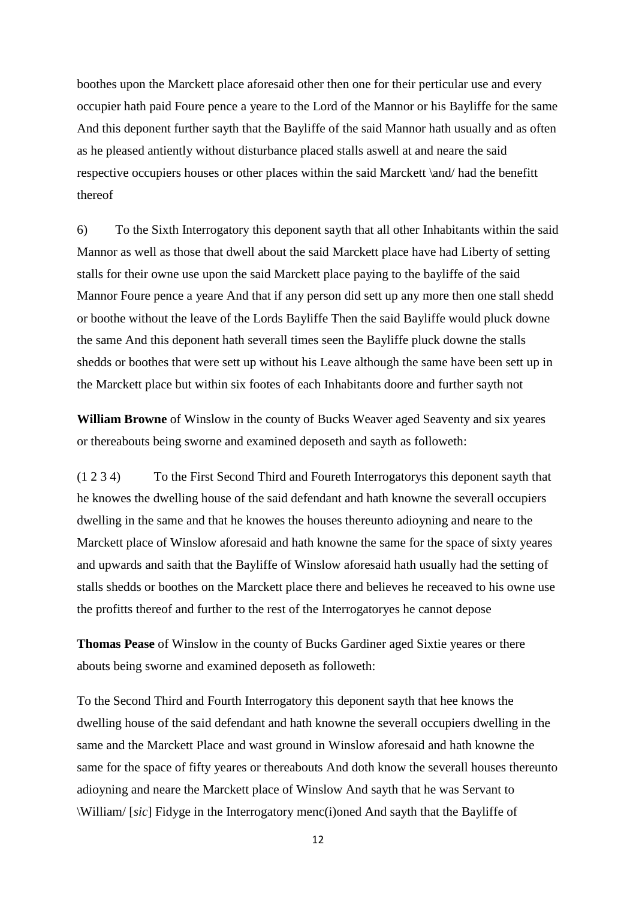boothes upon the Marckett place aforesaid other then one for their perticular use and every occupier hath paid Foure pence a yeare to the Lord of the Mannor or his Bayliffe for the same And this deponent further sayth that the Bayliffe of the said Mannor hath usually and as often as he pleased antiently without disturbance placed stalls aswell at and neare the said respective occupiers houses or other places within the said Marckett \and/ had the benefitt thereof

6) To the Sixth Interrogatory this deponent sayth that all other Inhabitants within the said Mannor as well as those that dwell about the said Marckett place have had Liberty of setting stalls for their owne use upon the said Marckett place paying to the bayliffe of the said Mannor Foure pence a yeare And that if any person did sett up any more then one stall shedd or boothe without the leave of the Lords Bayliffe Then the said Bayliffe would pluck downe the same And this deponent hath severall times seen the Bayliffe pluck downe the stalls shedds or boothes that were sett up without his Leave although the same have been sett up in the Marckett place but within six footes of each Inhabitants doore and further sayth not

**William Browne** of Winslow in the county of Bucks Weaver aged Seaventy and six yeares or thereabouts being sworne and examined deposeth and sayth as followeth:

(1 2 3 4) To the First Second Third and Foureth Interrogatorys this deponent sayth that he knowes the dwelling house of the said defendant and hath knowne the severall occupiers dwelling in the same and that he knowes the houses thereunto adioyning and neare to the Marckett place of Winslow aforesaid and hath knowne the same for the space of sixty yeares and upwards and saith that the Bayliffe of Winslow aforesaid hath usually had the setting of stalls shedds or boothes on the Marckett place there and believes he receaved to his owne use the profitts thereof and further to the rest of the Interrogatoryes he cannot depose

**Thomas Pease** of Winslow in the county of Bucks Gardiner aged Sixtie yeares or there abouts being sworne and examined deposeth as followeth:

To the Second Third and Fourth Interrogatory this deponent sayth that hee knows the dwelling house of the said defendant and hath knowne the severall occupiers dwelling in the same and the Marckett Place and wast ground in Winslow aforesaid and hath knowne the same for the space of fifty yeares or thereabouts And doth know the severall houses thereunto adioyning and neare the Marckett place of Winslow And sayth that he was Servant to \William/ [*sic*] Fidyge in the Interrogatory menc(i)oned And sayth that the Bayliffe of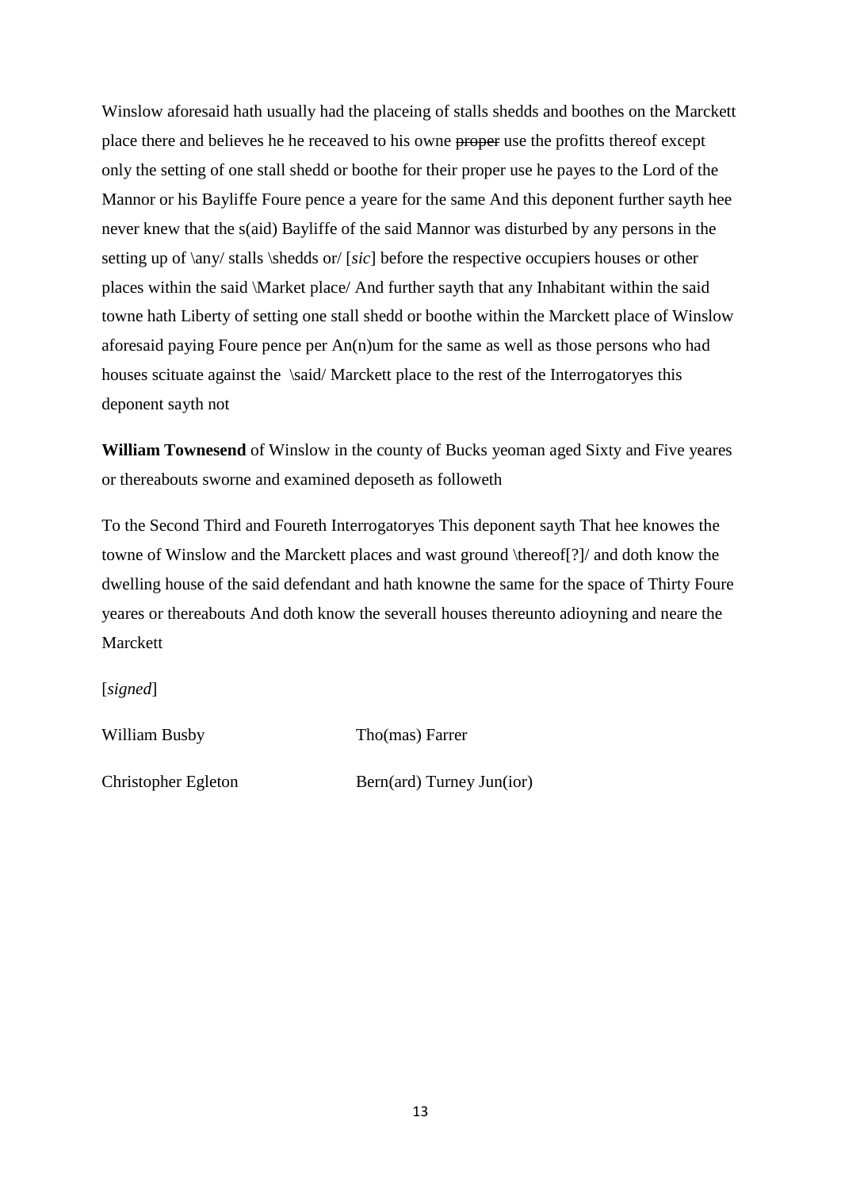Winslow aforesaid hath usually had the placeing of stalls shedds and boothes on the Marckett place there and believes he he receaved to his owne ~~proper~~ use the profitts thereof except only the setting of one stall shedd or boothe for their proper use he payes to the Lord of the Mannor or his Bayliffe Foure pence a yeare for the same And this deponent further sayth hee never knew that the s(aid) Bayliffe of the said Mannor was disturbed by any persons in the setting up of \any/ stalls \shedds or/ [*sic*] before the respective occupiers houses or other places within the said \Market place/ And further sayth that any Inhabitant within the said towne hath Liberty of setting one stall shedd or boothe within the Marckett place of Winslow aforesaid paying Foure pence per An(n)um for the same as well as those persons who had houses scituate against the \said/ Marckett place to the rest of the Interrogatoryes this deponent sayth not

**William Townesend** of Winslow in the county of Bucks yeoman aged Sixty and Five yeares or thereabouts sworne and examined deposeth as followeth

To the Second Third and Foureth Interrogatoryes This deponent sayth That hee knowes the towne of Winslow and the Marckett places and wast ground \thereof[?]/ and doth know the dwelling house of the said defendant and hath knowne the same for the space of Thirty Foure yeares or thereabouts And doth know the severall houses thereunto adioyning and neare the Marckett

[*signed*]

| | |
|---|---|
| William Busby | Tho(mas) Farrer |
| Christopher Egleton | Bern(ard) Turney Jun(ior) |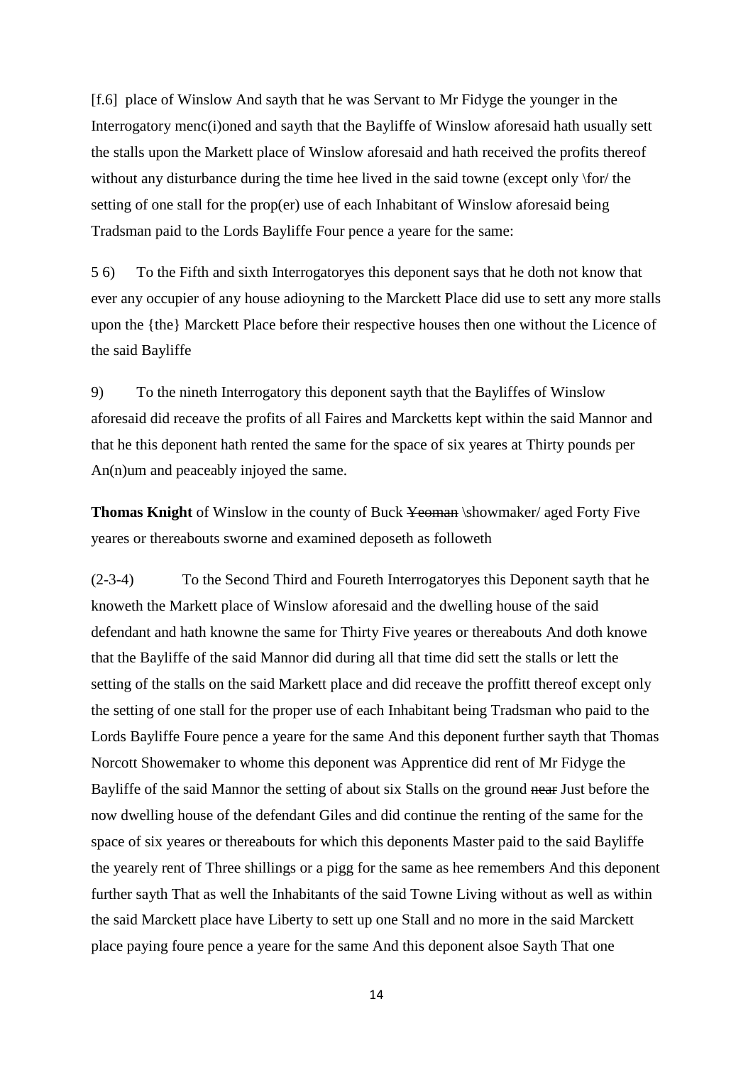[f.6] place of Winslow And sayth that he was Servant to Mr Fidyge the younger in the Interrogatory menc(i)oned and sayth that the Bayliffe of Winslow aforesaid hath usually sett the stalls upon the Markett place of Winslow aforesaid and hath received the profits thereof without any disturbance during the time hee lived in the said towne (except only \for/ the setting of one stall for the prop(er) use of each Inhabitant of Winslow aforesaid being Tradsman paid to the Lords Bayliffe Four pence a yeare for the same:

5 6) To the Fifth and sixth Interrogatoryes this deponent says that he doth not know that ever any occupier of any house adioyning to the Marckett Place did use to sett any more stalls upon the {the} Marckett Place before their respective houses then one without the Licence of the said Bayliffe

9) To the nineth Interrogatory this deponent sayth that the Bayliffes of Winslow aforesaid did receave the profits of all Faires and Marcketts kept within the said Mannor and that he this deponent hath rented the same for the space of six yeares at Thirty pounds per An(n)um and peaceably injoyed the same.

**Thomas Knight** of Winslow in the county of Buck ~~Yeoman~~ \showmaker/ aged Forty Five yeares or thereabouts sworne and examined deposeth as followeth

(2-3-4) To the Second Third and Foureth Interrogatoryes this Deponent sayth that he knoweth the Markett place of Winslow aforesaid and the dwelling house of the said defendant and hath knowne the same for Thirty Five yeares or thereabouts And doth knowe that the Bayliffe of the said Mannor did during all that time did sett the stalls or lett the setting of the stalls on the said Markett place and did receave the proffitt thereof except only the setting of one stall for the proper use of each Inhabitant being Tradsman who paid to the Lords Bayliffe Foure pence a yeare for the same And this deponent further sayth that Thomas Norcott Showemaker to whome this deponent was Apprentice did rent of Mr Fidyge the Bayliffe of the said Mannor the setting of about six Stalls on the ground ~~near~~ Just before the now dwelling house of the defendant Giles and did continue the renting of the same for the space of six yeares or thereabouts for which this deponents Master paid to the said Bayliffe the yearely rent of Three shillings or a pigg for the same as hee remembers And this deponent further sayth That as well the Inhabitants of the said Towne Living without as well as within the said Marckett place have Liberty to sett up one Stall and no more in the said Marckett place paying foure pence a yeare for the same And this deponent alsoe Sayth That one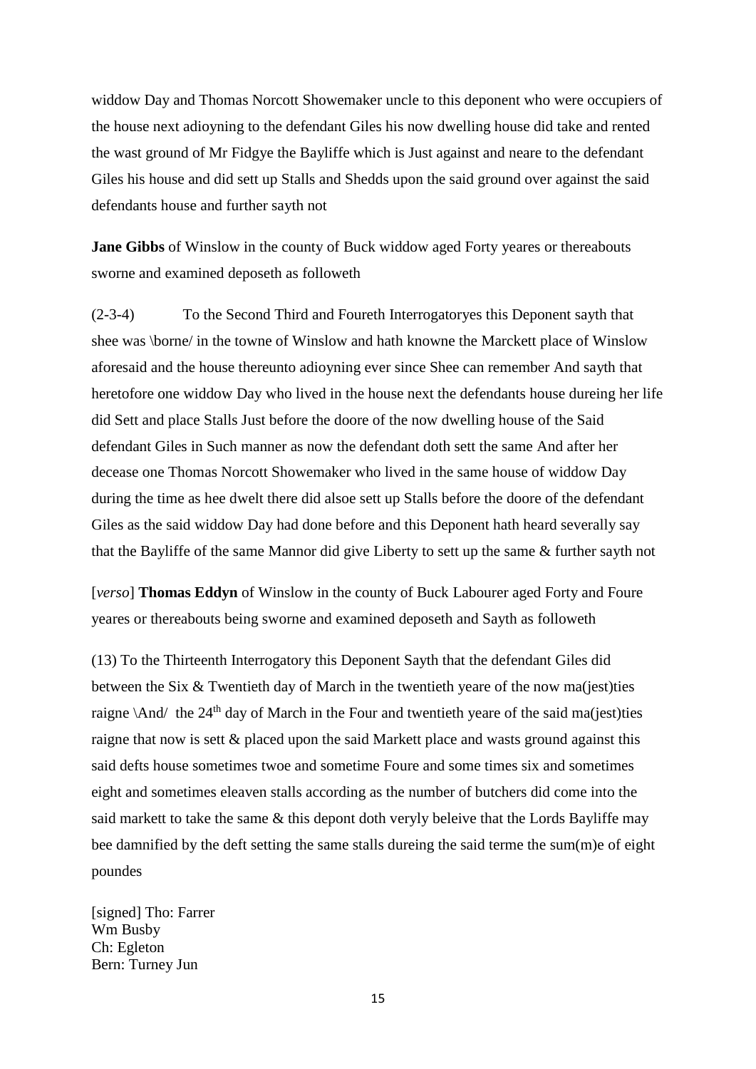widdow Day and Thomas Norcott Showemaker uncle to this deponent who were occupiers of the house next adioyning to the defendant Giles his now dwelling house did take and rented the wast ground of Mr Fidgye the Bayliffe which is Just against and neare to the defendant Giles his house and did sett up Stalls and Shedds upon the said ground over against the said defendants house and further sayth not

**Jane Gibbs** of Winslow in the county of Buck widdow aged Forty yeares or thereabouts sworne and examined deposeth as followeth

(2-3-4) To the Second Third and Foureth Interrogatoryes this Deponent sayth that shee was \borne/ in the towne of Winslow and hath knowne the Marckett place of Winslow aforesaid and the house thereunto adioyning ever since Shee can remember And sayth that heretofore one widdow Day who lived in the house next the defendants house dureing her life did Sett and place Stalls Just before the doore of the now dwelling house of the Said defendant Giles in Such manner as now the defendant doth sett the same And after her decease one Thomas Norcott Showemaker who lived in the same house of widdow Day during the time as hee dwelt there did alsoe sett up Stalls before the doore of the defendant Giles as the said widdow Day had done before and this Deponent hath heard severally say that the Bayliffe of the same Mannor did give Liberty to sett up the same & further sayth not

[*verso*] **Thomas Eddyn** of Winslow in the county of Buck Labourer aged Forty and Foure yeares or thereabouts being sworne and examined deposeth and Sayth as followeth

(13) To the Thirteenth Interrogatory this Deponent Sayth that the defendant Giles did between the Six & Twentieth day of March in the twentieth yeare of the now ma(jest)ties raigne \And/ the 24th day of March in the Four and twentieth yeare of the said ma(jest)ties raigne that now is sett & placed upon the said Markett place and wasts ground against this said defts house sometimes twoe and sometime Foure and some times six and sometimes eight and sometimes eleaven stalls according as the number of butchers did come into the said markett to take the same & this depont doth veryly beleive that the Lords Bayliffe may bee damnified by the deft setting the same stalls dureing the said terme the sum(m)e of eight poundes

[signed] Tho: Farrer
Wm Busby
Ch: Egleton
Bern: Turney Jun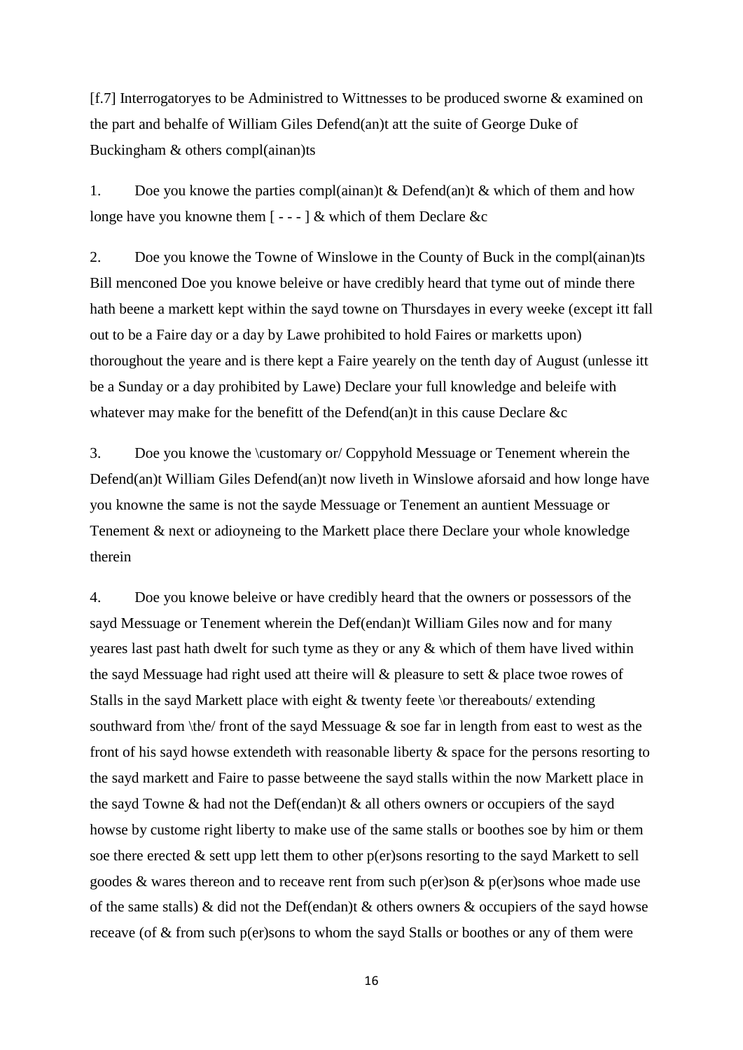[f.7] Interrogatoryes to be Administred to Wittnesses to be produced sworne & examined on the part and behalfe of William Giles Defend(an)t att the suite of George Duke of Buckingham & others compl(ainan)ts

1. Doe you knowe the parties compl(ainan)t & Defend(an)t & which of them and how longe have you knowne them [ - - - ] & which of them Declare &c

2. Doe you knowe the Towne of Winslowe in the County of Buck in the compl(ainan)ts Bill menconed Doe you knowe beleive or have credibly heard that tyme out of minde there hath beene a markett kept within the sayd towne on Thursdayes in every weeke (except itt fall out to be a Faire day or a day by Lawe prohibited to hold Faires or marketts upon) thoroughout the yeare and is there kept a Faire yearely on the tenth day of August (unlesse itt be a Sunday or a day prohibited by Lawe) Declare your full knowledge and beleife with whatever may make for the benefitt of the Defend(an)t in this cause Declare &c

3. Doe you knowe the \customary or/ Coppyhold Messuage or Tenement wherein the Defend(an)t William Giles Defend(an)t now liveth in Winslowe aforsaid and how longe have you knowne the same is not the sayde Messuage or Tenement an auntient Messuage or Tenement & next or adioyneing to the Markett place there Declare your whole knowledge therein

4. Doe you knowe beleive or have credibly heard that the owners or possessors of the sayd Messuage or Tenement wherein the Def(endan)t William Giles now and for many yeares last past hath dwelt for such tyme as they or any & which of them have lived within the sayd Messuage had right used att theire will & pleasure to sett & place twoe rowes of Stalls in the sayd Markett place with eight & twenty feete \or thereabouts/ extending southward from \the/ front of the sayd Messuage & soe far in length from east to west as the front of his sayd howse extendeth with reasonable liberty & space for the persons resorting to the sayd markett and Faire to passe betweene the sayd stalls within the now Markett place in the sayd Towne & had not the Def(endan)t & all others owners or occupiers of the sayd howse by custome right liberty to make use of the same stalls or boothes soe by him or them soe there erected & sett upp lett them to other p(er)sons resorting to the sayd Markett to sell goodes & wares thereon and to receave rent from such p(er)son & p(er)sons whoe made use of the same stalls) & did not the Def(endan)t & others owners & occupiers of the sayd howse receave (of & from such p(er)sons to whom the sayd Stalls or boothes or any of them were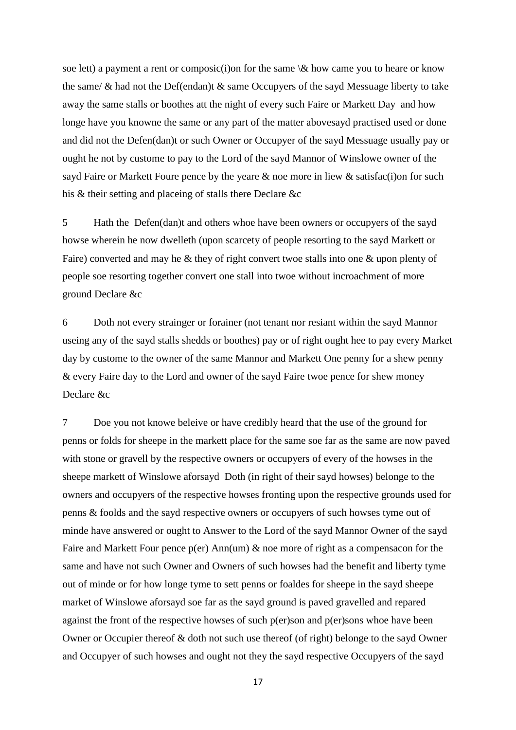soe lett) a payment a rent or composic(i)on for the same \& how came you to heare or know the same/ & had not the Def(endan)t & same Occupyers of the sayd Messuage liberty to take away the same stalls or boothes att the night of every such Faire or Markett Day and how longe have you knowne the same or any part of the matter abovesayd practised used or done and did not the Defen(dan)t or such Owner or Occupyer of the sayd Messuage usually pay or ought he not by custome to pay to the Lord of the sayd Mannor of Winslowe owner of the sayd Faire or Markett Foure pence by the yeare & noe more in liew & satisfac(i)on for such his & their setting and placeing of stalls there Declare &c

5 Hath the Defen(dan)t and others whoe have been owners or occupyers of the sayd howse wherein he now dwelleth (upon scarcety of people resorting to the sayd Markett or Faire) converted and may he & they of right convert twoe stalls into one & upon plenty of people soe resorting together convert one stall into twoe without incroachment of more ground Declare &c

6 Doth not every strainger or forainer (not tenant nor resiant within the sayd Mannor useing any of the sayd stalls shedds or boothes) pay or of right ought hee to pay every Market day by custome to the owner of the same Mannor and Markett One penny for a shew penny & every Faire day to the Lord and owner of the sayd Faire twoe pence for shew money Declare &c

7 Doe you not knowe beleive or have credibly heard that the use of the ground for penns or folds for sheepe in the markett place for the same soe far as the same are now paved with stone or gravell by the respective owners or occupyers of every of the howses in the sheepe markett of Winslowe aforsayd Doth (in right of their sayd howses) belonge to the owners and occupyers of the respective howses fronting upon the respective grounds used for penns & foolds and the sayd respective owners or occupyers of such howses tyme out of minde have answered or ought to Answer to the Lord of the sayd Mannor Owner of the sayd Faire and Markett Four pence p(er) Ann(um) & noe more of right as a compensacon for the same and have not such Owner and Owners of such howses had the benefit and liberty tyme out of minde or for how longe tyme to sett penns or foaldes for sheepe in the sayd sheepe market of Winslowe aforsayd soe far as the sayd ground is paved gravelled and repared against the front of the respective howses of such p(er)son and p(er)sons whoe have been Owner or Occupier thereof & doth not such use thereof (of right) belonge to the sayd Owner and Occupyer of such howses and ought not they the sayd respective Occupyers of the sayd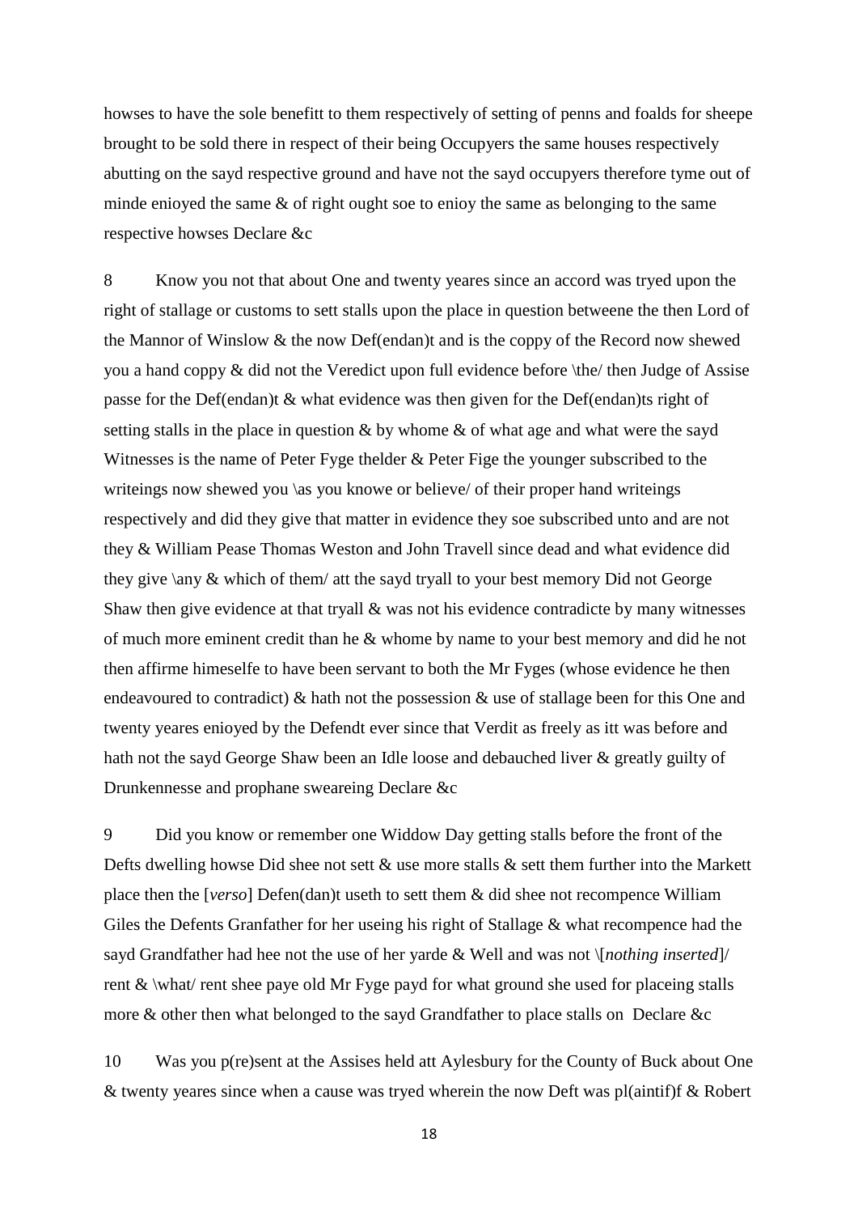howses to have the sole benefitt to them respectively of setting of penns and foalds for sheepe brought to be sold there in respect of their being Occupyers the same houses respectively abutting on the sayd respective ground and have not the sayd occupyers therefore tyme out of minde enioyed the same & of right ought soe to enioy the same as belonging to the same respective howses Declare &c

8 Know you not that about One and twenty yeares since an accord was tryed upon the right of stallage or customs to sett stalls upon the place in question betweene the then Lord of the Mannor of Winslow & the now Def(endan)t and is the coppy of the Record now shewed you a hand coppy & did not the Veredict upon full evidence before \the/ then Judge of Assise passe for the Def(endan)t & what evidence was then given for the Def(endan)ts right of setting stalls in the place in question & by whome & of what age and what were the sayd Witnesses is the name of Peter Fyge thelder & Peter Fige the younger subscribed to the writeings now shewed you \as you knowe or believe/ of their proper hand writeings respectively and did they give that matter in evidence they soe subscribed unto and are not they & William Pease Thomas Weston and John Travell since dead and what evidence did they give \any & which of them/ att the sayd tryall to your best memory Did not George Shaw then give evidence at that tryall & was not his evidence contradicte by many witnesses of much more eminent credit than he & whome by name to your best memory and did he not then affirme himeselfe to have been servant to both the Mr Fyges (whose evidence he then endeavoured to contradict) & hath not the possession & use of stallage been for this One and twenty yeares enioyed by the Defendt ever since that Verdit as freely as itt was before and hath not the sayd George Shaw been an Idle loose and debauched liver & greatly guilty of Drunkennesse and prophane sweareing Declare &c

9 Did you know or remember one Widdow Day getting stalls before the front of the Defts dwelling howse Did shee not sett & use more stalls & sett them further into the Markett place then the [*verso*] Defen(dan)t useth to sett them & did shee not recompence William Giles the Defents Granfather for her useing his right of Stallage & what recompence had the sayd Grandfather had hee not the use of her yarde & Well and was not \[*nothing inserted*]/ rent & \what/ rent shee paye old Mr Fyge payd for what ground she used for placeing stalls more & other then what belonged to the sayd Grandfather to place stalls on Declare &c

10 Was you p(re)sent at the Assises held att Aylesbury for the County of Buck about One & twenty yeares since when a cause was tryed wherein the now Deft was pl(aintif)f & Robert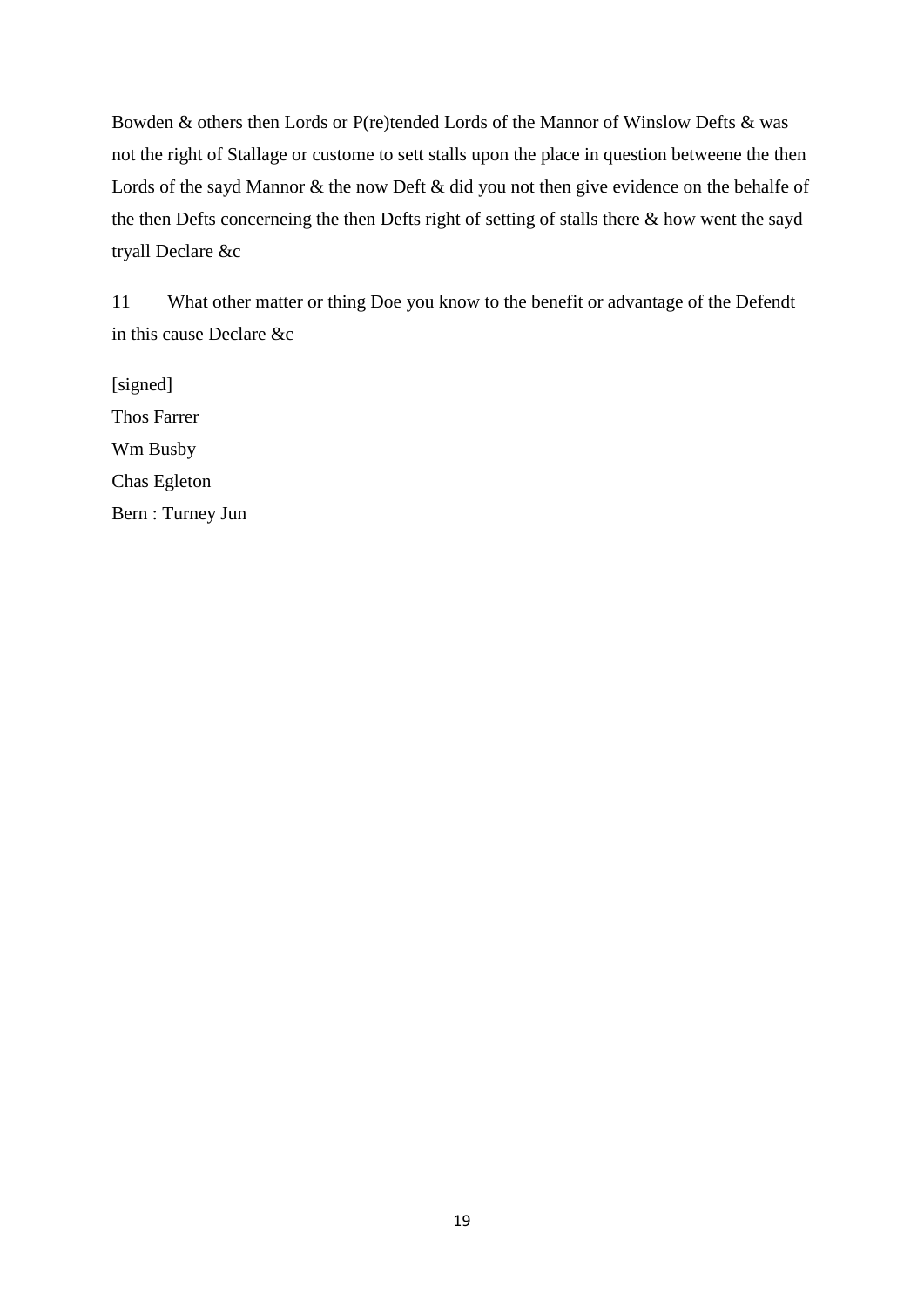Bowden & others then Lords or P(re)tended Lords of the Mannor of Winslow Defts & was not the right of Stallage or custome to sett stalls upon the place in question betweene the then Lords of the sayd Mannor & the now Deft & did you not then give evidence on the behalfe of the then Defts concerneing the then Defts right of setting of stalls there & how went the sayd tryall Declare &c

11 What other matter or thing Doe you know to the benefit or advantage of the Defendt in this cause Declare &c

[signed]  
Thos Farrer  
Wm Busby  
Chas Egleton  
Bern : Turney Jun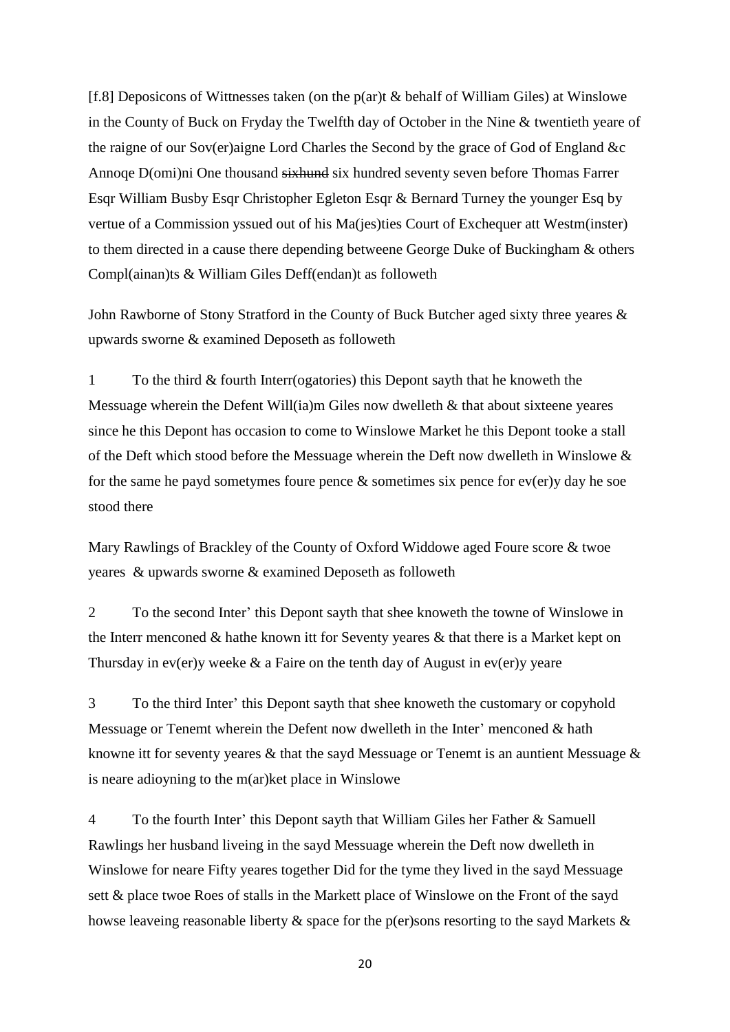[f.8] Deposicons of Wittnesses taken (on the p(ar)t & behalf of William Giles) at Winslowe in the County of Buck on Fryday the Twelfth day of October in the Nine & twentieth yeare of the raigne of our Sov(er)aigne Lord Charles the Second by the grace of God of England &c Annoqe D(omi)ni One thousand ~~sixhund~~ six hundred seventy seven before Thomas Farrer Esqr William Busby Esqr Christopher Egleton Esqr & Bernard Turney the younger Esq by vertue of a Commission yssued out of his Ma(jes)ties Court of Exchequer att Westm(inster) to them directed in a cause there depending betweene George Duke of Buckingham & others Compl(ainan)ts & William Giles Deff(endan)t as followeth

John Rawborne of Stony Stratford in the County of Buck Butcher aged sixty three yeares & upwards sworne & examined Deposeth as followeth

1 To the third & fourth Interr(ogatories) this Depont sayth that he knoweth the Messuage wherein the Defent Will(ia)m Giles now dwelleth & that about sixteene yeares since he this Depont has occasion to come to Winslowe Market he this Depont tooke a stall of the Deft which stood before the Messuage wherein the Deft now dwelleth in Winslowe & for the same he payd sometymes foure pence & sometimes six pence for ev(er)y day he soe stood there

Mary Rawlings of Brackley of the County of Oxford Widdowe aged Foure score & twoe yeares & upwards sworne & examined Deposeth as followeth

2 To the second Inter' this Depont sayth that shee knoweth the towne of Winslowe in the Interr menconed & hathe known itt for Seventy yeares & that there is a Market kept on Thursday in ev(er)y weeke & a Faire on the tenth day of August in ev(er)y yeare

3 To the third Inter' this Depont sayth that shee knoweth the customary or copyhold Messuage or Tenemt wherein the Defent now dwelleth in the Inter' menconed & hath knowne itt for seventy yeares & that the sayd Messuage or Tenemt is an auntient Messuage & is neare adioyning to the m(ar)ket place in Winslowe

4 To the fourth Inter' this Depont sayth that William Giles her Father & Samuell Rawlings her husband liveing in the sayd Messuage wherein the Deft now dwelleth in Winslowe for neare Fifty yeares together Did for the tyme they lived in the sayd Messuage sett & place twoe Roes of stalls in the Markett place of Winslowe on the Front of the sayd howse leaveing reasonable liberty & space for the p(er)sons resorting to the sayd Markets &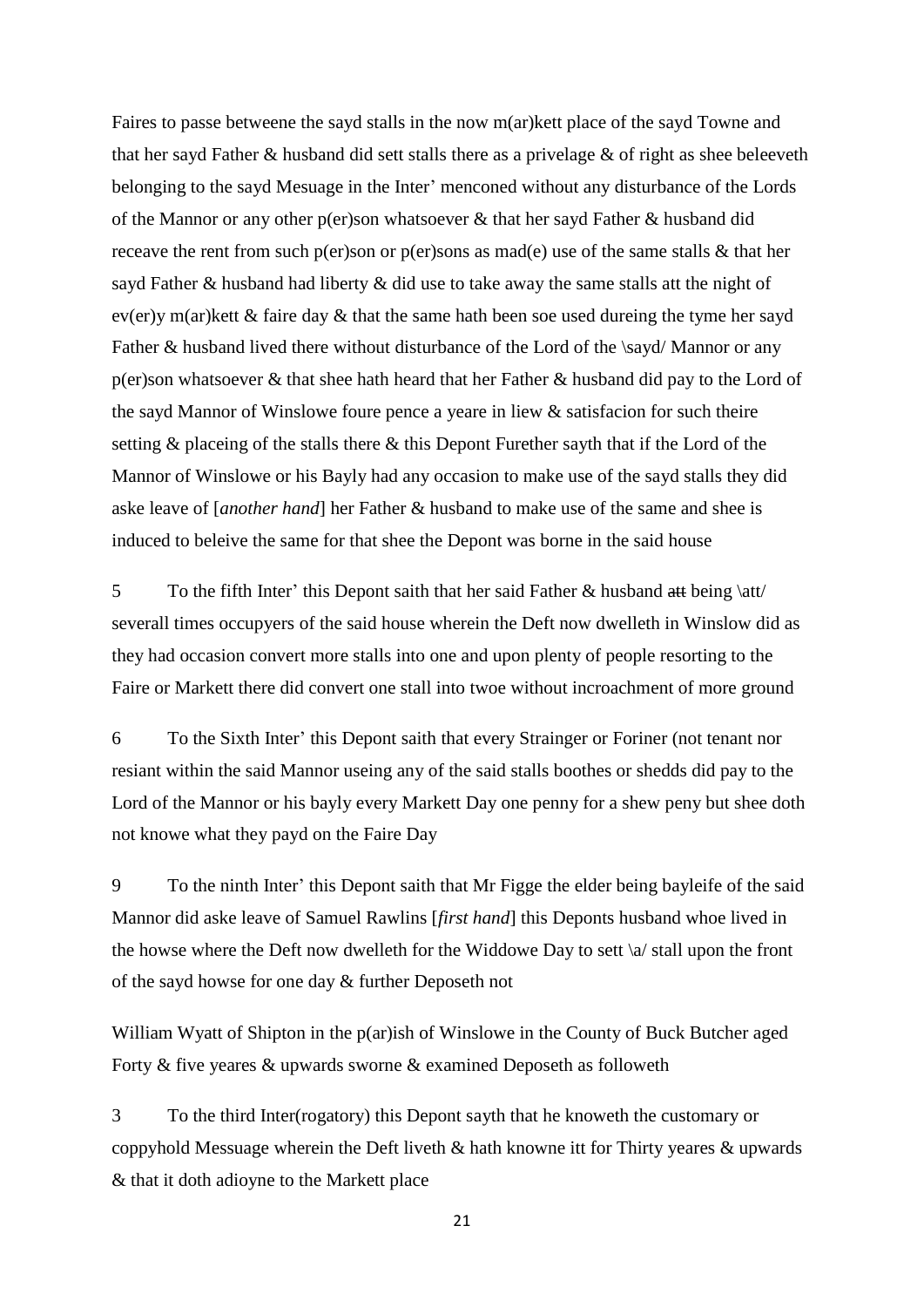Faires to passe betweene the sayd stalls in the now m(ar)kett place of the sayd Towne and that her sayd Father & husband did sett stalls there as a privelage & of right as shee beleeveth belonging to the sayd Mesuage in the Inter' menconed without any disturbance of the Lords of the Mannor or any other p(er)son whatsoever & that her sayd Father & husband did receave the rent from such p(er)son or p(er)sons as mad(e) use of the same stalls & that her sayd Father & husband had liberty & did use to take away the same stalls att the night of ev(er)y m(ar)kett & faire day & that the same hath been soe used dureing the tyme her sayd Father & husband lived there without disturbance of the Lord of the \sayd/ Mannor or any p(er)son whatsoever & that shee hath heard that her Father & husband did pay to the Lord of the sayd Mannor of Winslowe foure pence a yeare in liew & satisfacion for such theire setting & placeing of the stalls there & this Depont Furether sayth that if the Lord of the Mannor of Winslowe or his Bayly had any occasion to make use of the sayd stalls they did aske leave of [*another hand*] her Father & husband to make use of the same and shee is induced to beleive the same for that shee the Depont was borne in the said house

5 To the fifth Inter' this Depont saith that her said Father & husband ~~att~~ being \att/ severall times occupyers of the said house wherein the Deft now dwelleth in Winslow did as they had occasion convert more stalls into one and upon plenty of people resorting to the Faire or Markett there did convert one stall into twoe without incroachment of more ground

6 To the Sixth Inter' this Depont saith that every Strainger or Foriner (not tenant nor resiant within the said Mannor useing any of the said stalls boothes or shedds did pay to the Lord of the Mannor or his bayly every Markett Day one penny for a shew peny but shee doth not knowe what they payd on the Faire Day

9 To the ninth Inter' this Depont saith that Mr Figge the elder being bayleife of the said Mannor did aske leave of Samuel Rawlins [*first hand*] this Deponts husband whoe lived in the howse where the Deft now dwelleth for the Widdowe Day to sett \a/ stall upon the front of the sayd howse for one day & further Deposeth not

William Wyatt of Shipton in the p(ar)ish of Winslowe in the County of Buck Butcher aged Forty & five yeares & upwards sworne & examined Deposeth as followeth

3 To the third Inter(rogatory) this Depont sayth that he knoweth the customary or coppyhold Messuage wherein the Deft liveth & hath knowne itt for Thirty yeares & upwards & that it doth adioyne to the Markett place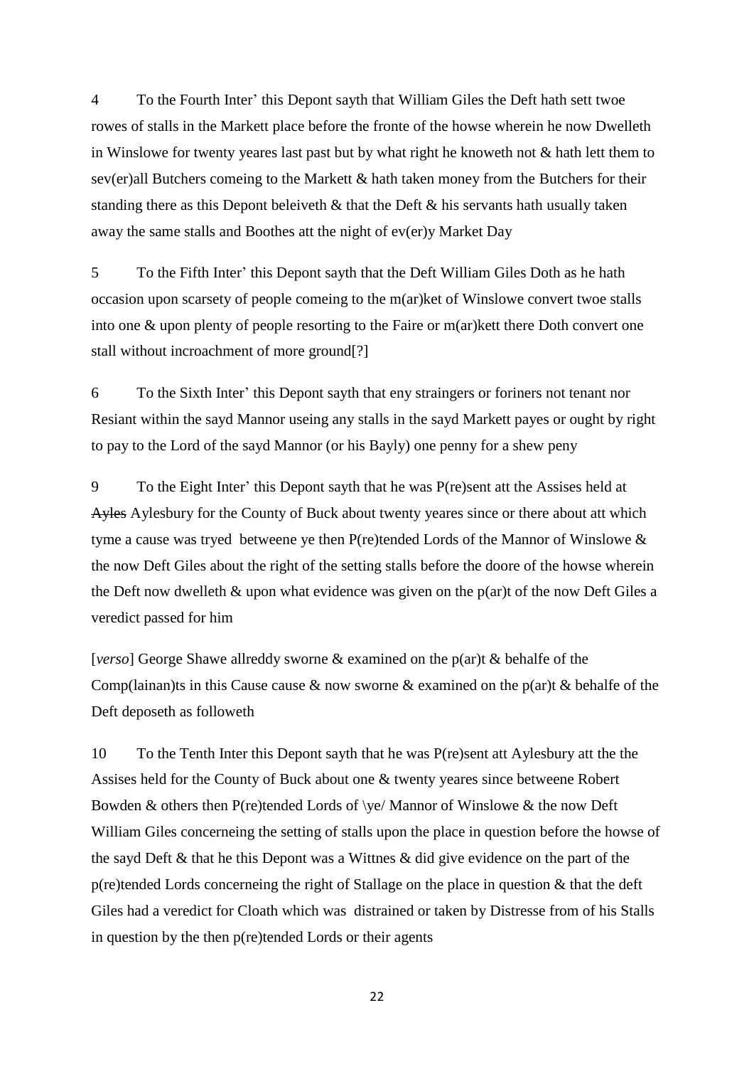4 To the Fourth Inter' this Depont sayth that William Giles the Deft hath sett twoe rowes of stalls in the Markett place before the fronte of the howse wherein he now Dwelleth in Winslowe for twenty yeares last past but by what right he knoweth not & hath lett them to sev(er)all Butchers comeing to the Markett & hath taken money from the Butchers for their standing there as this Depont beleiveth & that the Deft & his servants hath usually taken away the same stalls and Boothes att the night of ev(er)y Market Day

5 To the Fifth Inter' this Depont sayth that the Deft William Giles Doth as he hath occasion upon scarsety of people comeing to the m(ar)ket of Winslowe convert twoe stalls into one & upon plenty of people resorting to the Faire or m(ar)kett there Doth convert one stall without incroachment of more ground[?]

6 To the Sixth Inter' this Depont sayth that eny straingers or foriners not tenant nor Resiant within the sayd Mannor useing any stalls in the sayd Markett payes or ought by right to pay to the Lord of the sayd Mannor (or his Bayly) one penny for a shew peny

9 To the Eight Inter' this Depont sayth that he was P(re)sent att the Assises held at ~~Ayles~~ Aylesbury for the County of Buck about twenty yeares since or there about att which tyme a cause was tryed betweene ye then P(re)tended Lords of the Mannor of Winslowe & the now Deft Giles about the right of the setting stalls before the doore of the howse wherein the Deft now dwelleth & upon what evidence was given on the p(ar)t of the now Deft Giles a veredict passed for him

[*verso*] George Shawe allreddy sworne & examined on the p(ar)t & behalfe of the Comp(lainan)ts in this Cause cause & now sworne & examined on the p(ar)t & behalfe of the Deft deposeth as followeth

10 To the Tenth Inter this Depont sayth that he was P(re)sent att Aylesbury att the the Assises held for the County of Buck about one & twenty yeares since betweene Robert Bowden & others then P(re)tended Lords of \ye/ Mannor of Winslowe & the now Deft William Giles concerneing the setting of stalls upon the place in question before the howse of the sayd Deft & that he this Depont was a Wittnes & did give evidence on the part of the p(re)tended Lords concerneing the right of Stallage on the place in question & that the deft Giles had a veredict for Cloath which was distrained or taken by Distresse from of his Stalls in question by the then p(re)tended Lords or their agents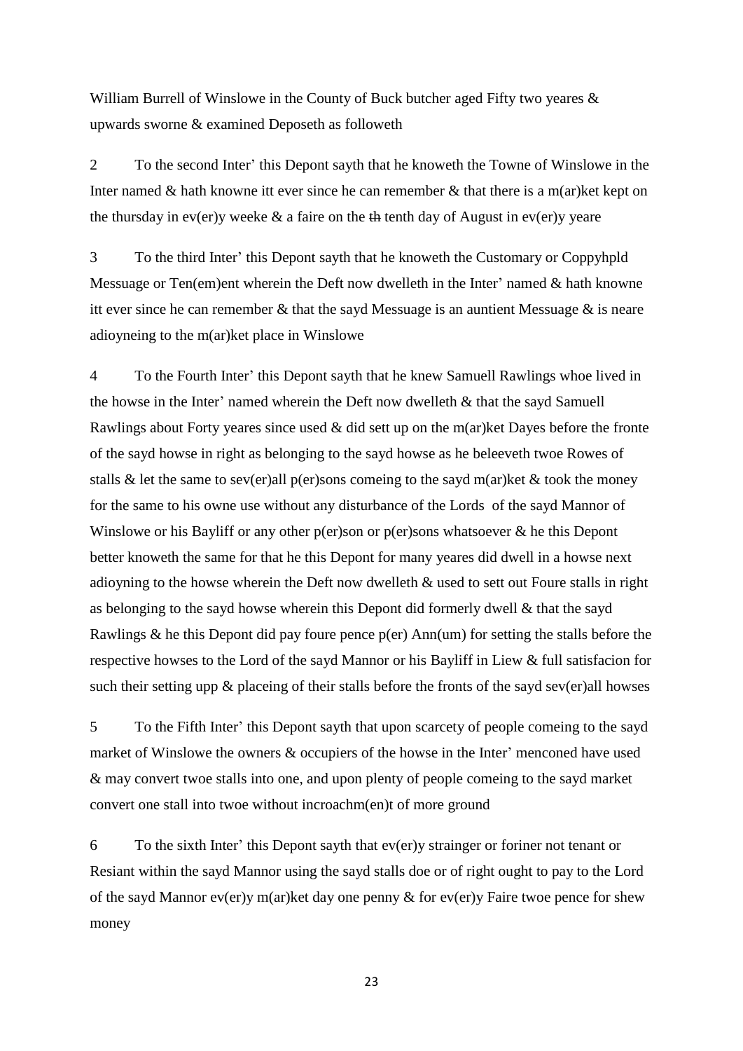William Burrell of Winslowe in the County of Buck butcher aged Fifty two yeares & upwards sworne & examined Deposeth as followeth

2 To the second Inter' this Depont sayth that he knoweth the Towne of Winslowe in the Inter named & hath knowne itt ever since he can remember & that there is a m(ar)ket kept on the thursday in ev(er)y weeke & a faire on the ~~th~~ tenth day of August in ev(er)y yeare

3 To the third Inter' this Depont sayth that he knoweth the Customary or Coppyhpld Messuage or Ten(em)ent wherein the Deft now dwelleth in the Inter' named & hath knowne itt ever since he can remember & that the sayd Messuage is an auntient Messuage & is neare adioyneing to the m(ar)ket place in Winslowe

4 To the Fourth Inter' this Depont sayth that he knew Samuell Rawlings whoe lived in the howse in the Inter' named wherein the Deft now dwelleth & that the sayd Samuell Rawlings about Forty yeares since used & did sett up on the m(ar)ket Dayes before the fronte of the sayd howse in right as belonging to the sayd howse as he beleeveth twoe Rowes of stalls & let the same to sev(er)all p(er)sons comeing to the sayd m(ar)ket & took the money for the same to his owne use without any disturbance of the Lords of the sayd Mannor of Winslowe or his Bayliff or any other p(er)son or p(er)sons whatsoever & he this Depont better knoweth the same for that he this Depont for many yeares did dwell in a howse next adioyning to the howse wherein the Deft now dwelleth & used to sett out Foure stalls in right as belonging to the sayd howse wherein this Depont did formerly dwell & that the sayd Rawlings & he this Depont did pay foure pence p(er) Ann(um) for setting the stalls before the respective howses to the Lord of the sayd Mannor or his Bayliff in Liew & full satisfacion for such their setting upp & placeing of their stalls before the fronts of the sayd sev(er)all howses

5 To the Fifth Inter' this Depont sayth that upon scarcety of people comeing to the sayd market of Winslowe the owners & occupiers of the howse in the Inter' menconed have used & may convert twoe stalls into one, and upon plenty of people comeing to the sayd market convert one stall into twoe without incroachm(en)t of more ground

6 To the sixth Inter' this Depont sayth that ev(er)y strainger or foriner not tenant or Resiant within the sayd Mannor using the sayd stalls doe or of right ought to pay to the Lord of the sayd Mannor ev(er)y m(ar)ket day one penny & for ev(er)y Faire twoe pence for shew money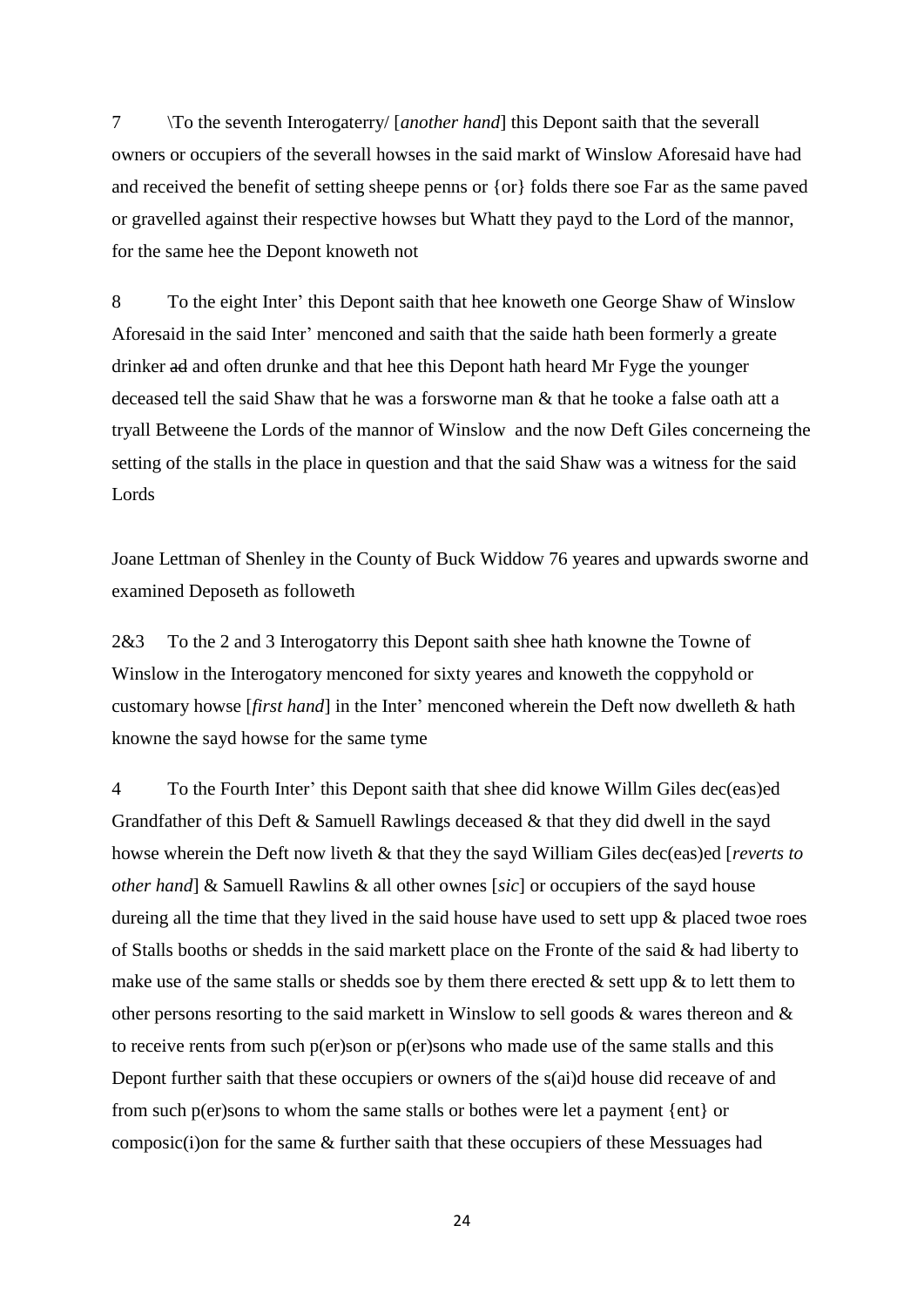7 \To the seventh Interogaterry/ [*another hand*] this Depont saith that the severall owners or occupiers of the severall howses in the said markt of Winslow Aforesaid have had and received the benefit of setting sheepe penns or {or} folds there soe Far as the same paved or gravelled against their respective howses but Whatt they payd to the Lord of the mannor, for the same hee the Depont knoweth not

8 To the eight Inter' this Depont saith that hee knoweth one George Shaw of Winslow Aforesaid in the said Inter' menconed and saith that the saide hath been formerly a greate drinker ~~ad~~ and often drunke and that hee this Depont hath heard Mr Fyge the younger deceased tell the said Shaw that he was a forsworne man & that he tooke a false oath att a tryall Betweene the Lords of the mannor of Winslow and the now Deft Giles concerneing the setting of the stalls in the place in question and that the said Shaw was a witness for the said Lords

Joane Lettman of Shenley in the County of Buck Widdow 76 yeares and upwards sworne and examined Deposeth as followeth

2&3 To the 2 and 3 Interogatorry this Depont saith shee hath knowne the Towne of Winslow in the Interogatory menconed for sixty yeares and knoweth the coppyhold or customary howse [*first hand*] in the Inter' menconed wherein the Deft now dwelleth & hath knowne the sayd howse for the same tyme

4 To the Fourth Inter' this Depont saith that shee did knowe Willm Giles dec(eas)ed Grandfather of this Deft & Samuell Rawlings deceased & that they did dwell in the sayd howse wherein the Deft now liveth & that they the sayd William Giles dec(eas)ed [*reverts to other hand*] & Samuell Rawlins & all other ownes [*sic*] or occupiers of the sayd house dureing all the time that they lived in the said house have used to sett upp & placed twoe roes of Stalls booths or shedds in the said markett place on the Fronte of the said & had liberty to make use of the same stalls or shedds soe by them there erected & sett upp & to lett them to other persons resorting to the said markett in Winslow to sell goods & wares thereon and & to receive rents from such p(er)son or p(er)sons who made use of the same stalls and this Depont further saith that these occupiers or owners of the s(ai)d house did receave of and from such p(er)sons to whom the same stalls or bothes were let a payment {ent} or composic(i)on for the same & further saith that these occupiers of these Messuages had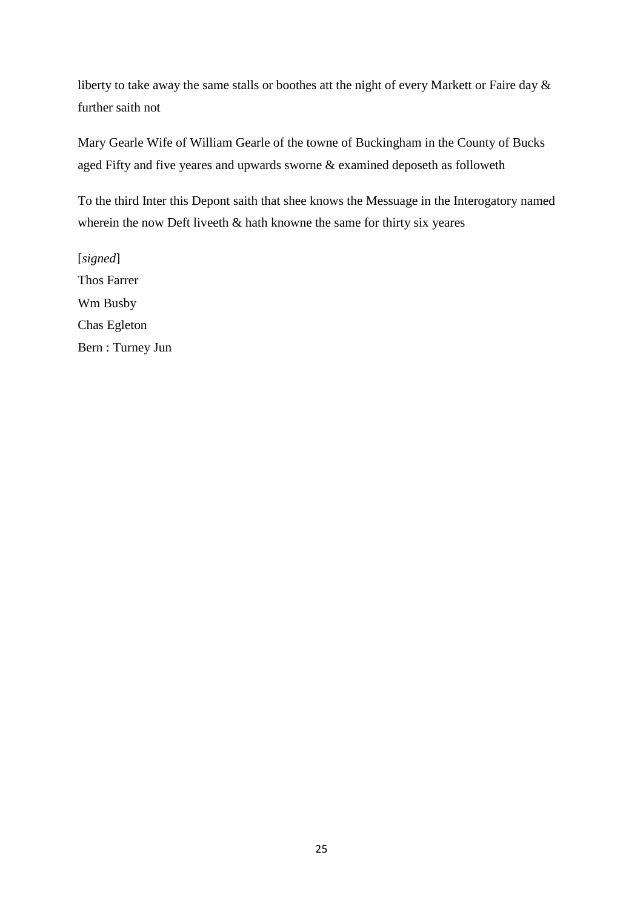liberty to take away the same stalls or boothes att the night of every Markett or Faire day & further saith not

Mary Gearle Wife of William Gearle of the towne of Buckingham in the County of Bucks aged Fifty and five yeares and upwards sworne & examined deposeth as followeth

To the third Inter this Depont saith that shee knows the Messuage in the Interogatory named wherein the now Deft liveeth & hath knowne the same for thirty six yeares

[*signed*]
Thos Farrer
Wm Busby
Chas Egleton
Bern : Turney Jun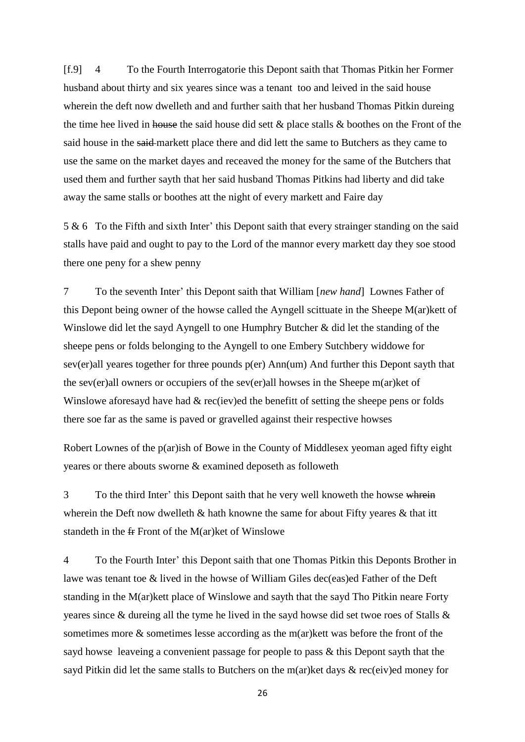[f.9] 4 To the Fourth Interrogatorie this Depont saith that Thomas Pitkin her Former husband about thirty and six yeares since was a tenant too and leived in the said house wherein the deft now dwelleth and and further saith that her husband Thomas Pitkin dureing the time hee lived in ~~house~~ the said house did sett & place stalls & boothes on the Front of the said house in the ~~said~~ markett place there and did lett the same to Butchers as they came to use the same on the market dayes and receaved the money for the same of the Butchers that used them and further sayth that her said husband Thomas Pitkins had liberty and did take away the same stalls or boothes att the night of every markett and Faire day

5 & 6 To the Fifth and sixth Inter' this Depont saith that every strainger standing on the said stalls have paid and ought to pay to the Lord of the mannor every markett day they soe stood there one peny for a shew penny

7 To the seventh Inter' this Depont saith that William [*new hand*] Lownes Father of this Depont being owner of the howse called the Ayngell scittuate in the Sheepe M(ar)kett of Winslowe did let the sayd Ayngell to one Humphry Butcher & did let the standing of the sheepe pens or folds belonging to the Ayngell to one Embery Sutchbery widdowe for sev(er)all yeares together for three pounds p(er) Ann(um) And further this Depont sayth that the sev(er)all owners or occupiers of the sev(er)all howses in the Sheepe m(ar)ket of Winslowe aforesayd have had & rec(iev)ed the benefitt of setting the sheepe pens or folds there soe far as the same is paved or gravelled against their respective howses

Robert Lownes of the p(ar)ish of Bowe in the County of Middlesex yeoman aged fifty eight yeares or there abouts sworne & examined deposeth as followeth

3 To the third Inter' this Depont saith that he very well knoweth the howse ~~whrein~~ wherein the Deft now dwelleth & hath knowne the same for about Fifty yeares & that itt standeth in the ~~fr~~ Front of the M(ar)ket of Winslowe

4 To the Fourth Inter' this Depont saith that one Thomas Pitkin this Deponts Brother in lawe was tenant toe & lived in the howse of William Giles dec(eas)ed Father of the Deft standing in the M(ar)kett place of Winslowe and sayth that the sayd Tho Pitkin neare Forty yeares since & dureing all the tyme he lived in the sayd howse did set twoe roes of Stalls & sometimes more & sometimes lesse according as the m(ar)kett was before the front of the sayd howse leaveing a convenient passage for people to pass & this Depont sayth that the sayd Pitkin did let the same stalls to Butchers on the m(ar)ket days & rec(eiv)ed money for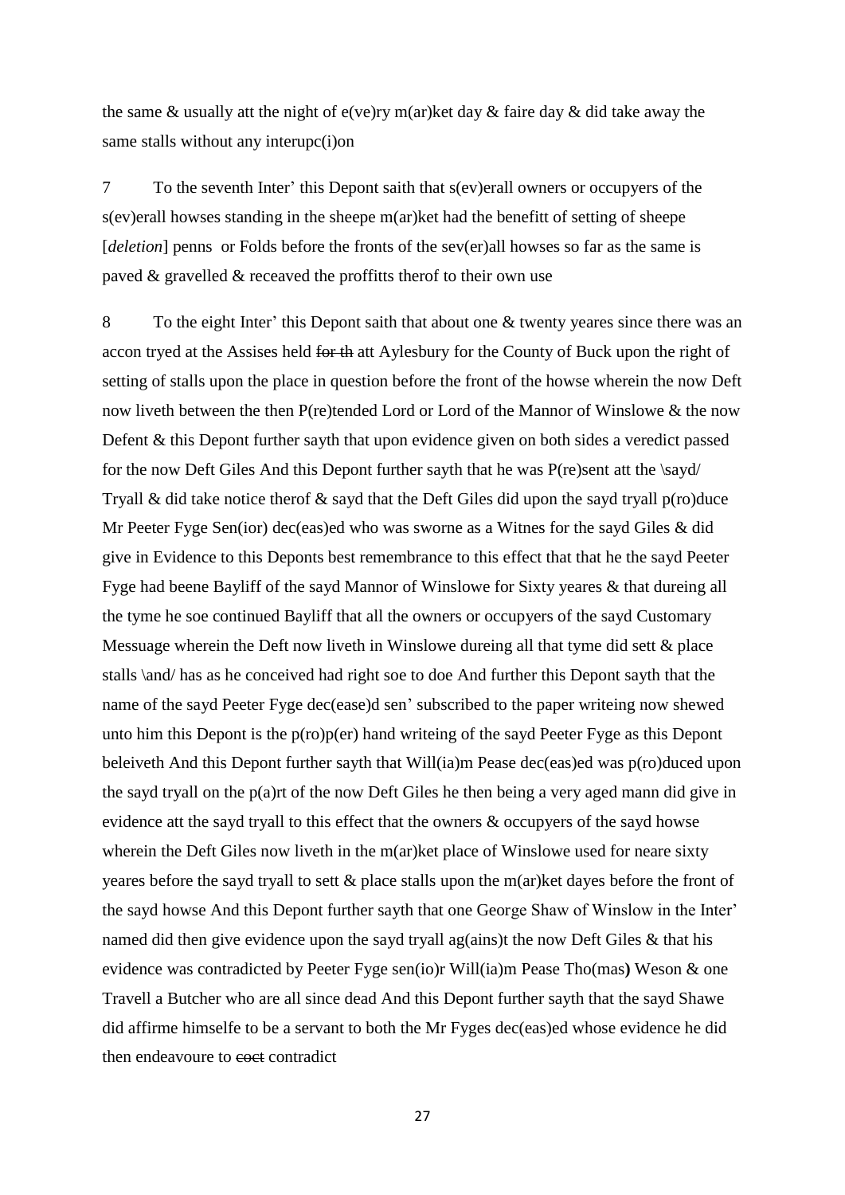the same & usually att the night of e(ve)ry m(ar)ket day & faire day & did take away the same stalls without any interupc(i)on

7 To the seventh Inter' this Depont saith that s(ev)erall owners or occupyers of the s(ev)erall howses standing in the sheepe m(ar)ket had the benefitt of setting of sheepe [*deletion*] penns or Folds before the fronts of the sev(er)all howses so far as the same is paved & gravelled & receaved the proffitts therof to their own use

8 To the eight Inter' this Depont saith that about one & twenty yeares since there was an accon tryed at the Assises held ~~for th~~ att Aylesbury for the County of Buck upon the right of setting of stalls upon the place in question before the front of the howse wherein the now Deft now liveth between the then P(re)tended Lord or Lord of the Mannor of Winslowe & the now Defent & this Depont further sayth that upon evidence given on both sides a veredict passed for the now Deft Giles And this Depont further sayth that he was P(re)sent att the \sayd/ Tryall & did take notice therof & sayd that the Deft Giles did upon the sayd tryall p(ro)duce Mr Peeter Fyge Sen(ior) dec(eas)ed who was sworne as a Witnes for the sayd Giles & did give in Evidence to this Deponts best remembrance to this effect that that he the sayd Peeter Fyge had beene Bayliff of the sayd Mannor of Winslowe for Sixty yeares & that dureing all the tyme he soe continued Bayliff that all the owners or occupyers of the sayd Customary Messuage wherein the Deft now liveth in Winslowe dureing all that tyme did sett & place stalls \and/ has as he conceived had right soe to doe And further this Depont sayth that the name of the sayd Peeter Fyge dec(ease)d sen' subscribed to the paper writeing now shewed unto him this Depont is the p(ro)p(er) hand writeing of the sayd Peeter Fyge as this Depont beleiveth And this Depont further sayth that Will(ia)m Pease dec(eas)ed was p(ro)duced upon the sayd tryall on the p(a)rt of the now Deft Giles he then being a very aged mann did give in evidence att the sayd tryall to this effect that the owners & occupyers of the sayd howse wherein the Deft Giles now liveth in the m(ar)ket place of Winslowe used for neare sixty yeares before the sayd tryall to sett & place stalls upon the m(ar)ket dayes before the front of the sayd howse And this Depont further sayth that one George Shaw of Winslow in the Inter' named did then give evidence upon the sayd tryall ag(ains)t the now Deft Giles & that his evidence was contradicted by Peeter Fyge sen(io)r Will(ia)m Pease Tho(mas) Weson & one Travell a Butcher who are all since dead And this Depont further sayth that the sayd Shawe did affirme himselfe to be a servant to both the Mr Fyges dec(eas)ed whose evidence he did then endeavoure to ~~coct~~ contradict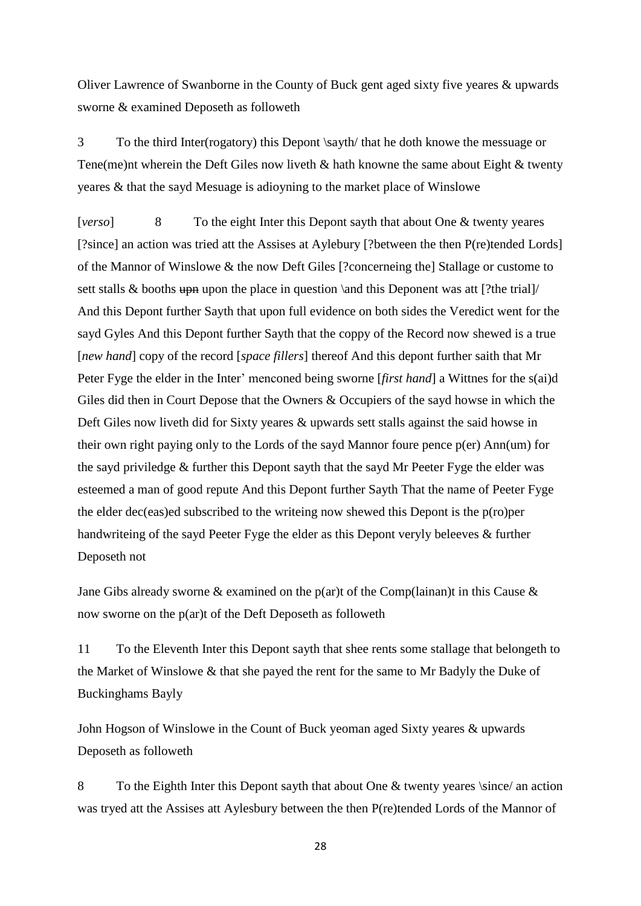Oliver Lawrence of Swanborne in the County of Buck gent aged sixty five yeares & upwards sworne & examined Deposeth as followeth

3 To the third Inter(rogatory) this Depont \sayth/ that he doth knowe the messuage or Tene(me)nt wherein the Deft Giles now liveth & hath knowne the same about Eight & twenty yeares & that the sayd Mesuage is adioyning to the market place of Winslowe

[*verso*] 8 To the eight Inter this Depont sayth that about One & twenty yeares [?since] an action was tried att the Assises at Aylebury [?between the then P(re)tended Lords] of the Mannor of Winslowe & the now Deft Giles [?concerneing the] Stallage or custome to sett stalls & booths ~~upn~~ upon the place in question \and this Deponent was att [?the trial]/ And this Depont further Sayth that upon full evidence on both sides the Veredict went for the sayd Gyles And this Depont further Sayth that the coppy of the Record now shewed is a true [*new hand*] copy of the record [*space fillers*] thereof And this depont further saith that Mr Peter Fyge the elder in the Inter' menconed being sworne [*first hand*] a Wittnes for the s(ai)d Giles did then in Court Depose that the Owners & Occupiers of the sayd howse in which the Deft Giles now liveth did for Sixty yeares & upwards sett stalls against the said howse in their own right paying only to the Lords of the sayd Mannor foure pence p(er) Ann(um) for the sayd priviledge & further this Depont sayth that the sayd Mr Peeter Fyge the elder was esteemed a man of good repute And this Depont further Sayth That the name of Peeter Fyge the elder dec(eas)ed subscribed to the writeing now shewed this Depont is the p(ro)per handwriteing of the sayd Peeter Fyge the elder as this Depont veryly beleeves & further Deposeth not

Jane Gibs already sworne & examined on the p(ar)t of the Comp(lainan)t in this Cause & now sworne on the p(ar)t of the Deft Deposeth as followeth

11 To the Eleventh Inter this Depont sayth that shee rents some stallage that belongeth to the Market of Winslowe & that she payed the rent for the same to Mr Badyly the Duke of Buckinghams Bayly

John Hogson of Winslowe in the Count of Buck yeoman aged Sixty yeares & upwards Deposeth as followeth

8 To the Eighth Inter this Depont sayth that about One & twenty yeares \since/ an action was tryed att the Assises att Aylesbury between the then P(re)tended Lords of the Mannor of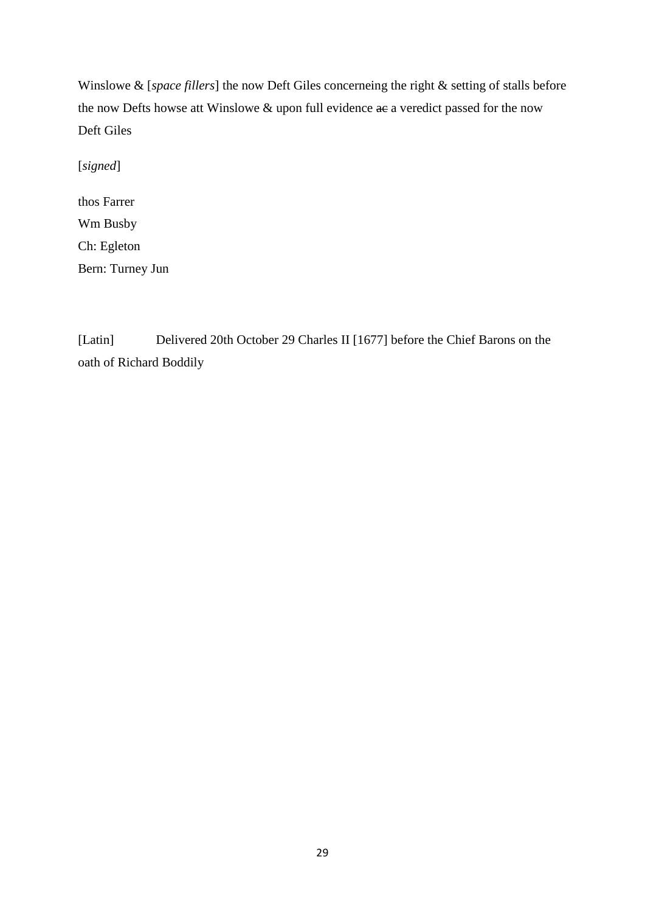Winslowe & [*space fillers*] the now Deft Giles concerneing the right & setting of stalls before the now Defts howse att Winslowe & upon full evidence ~~ac~~ a veredict passed for the now Deft Giles

[*signed*]

thos Farrer
Wm Busby
Ch: Egleton
Bern: Turney Jun

[Latin] Delivered 20th October 29 Charles II [1677] before the Chief Barons on the oath of Richard Boddily